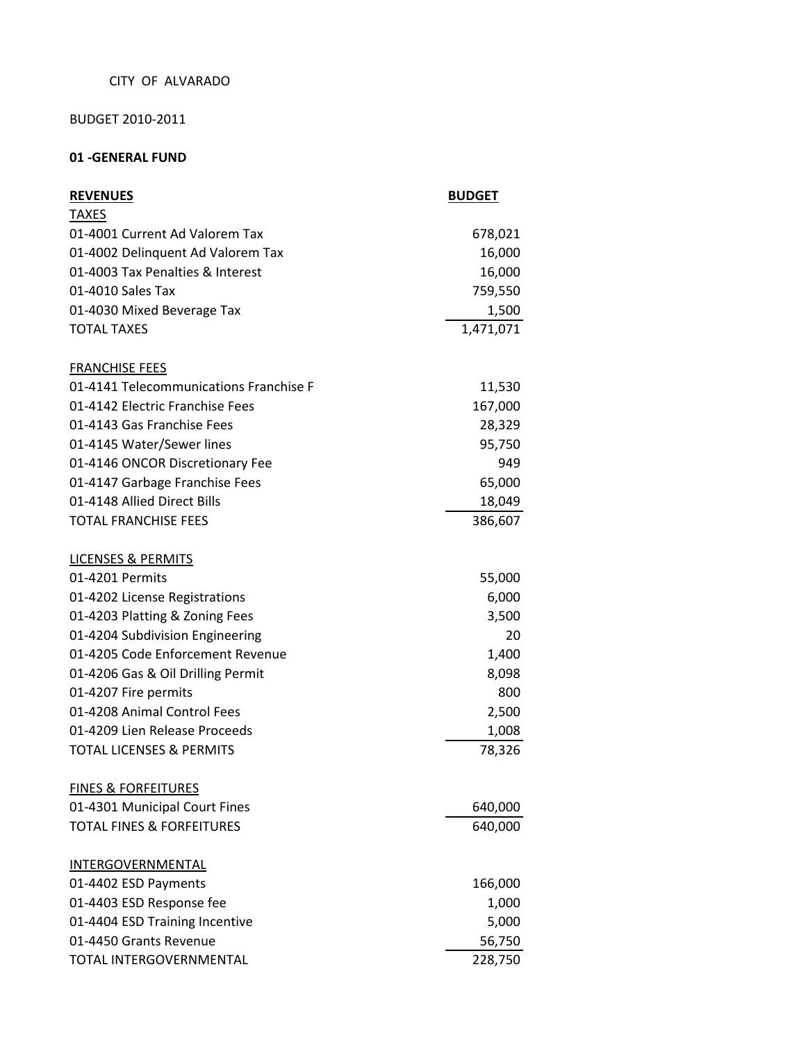CITY OF ALVARADO

BUDGET 2010-2011

**01 -GENERAL FUND**

| **REVENUES** | **BUDGET** |
|---|---|
| TAXES | |
| 01-4001 Current Ad Valorem Tax | 678,021 |
| 01-4002 Delinquent Ad Valorem Tax | 16,000 |
| 01-4003 Tax Penalties & Interest | 16,000 |
| 01-4010 Sales Tax | 759,550 |
| 01-4030 Mixed Beverage Tax | 1,500 |
| TOTAL TAXES | 1,471,071 |
| | |
| FRANCHISE FEES | |
| 01-4141 Telecommunications Franchise F | 11,530 |
| 01-4142 Electric Franchise Fees | 167,000 |
| 01-4143 Gas Franchise Fees | 28,329 |
| 01-4145 Water/Sewer lines | 95,750 |
| 01-4146 ONCOR Discretionary Fee | 949 |
| 01-4147 Garbage Franchise Fees | 65,000 |
| 01-4148 Allied Direct Bills | 18,049 |
| TOTAL FRANCHISE FEES | 386,607 |
| | |
| LICENSES & PERMITS | |
| 01-4201 Permits | 55,000 |
| 01-4202 License Registrations | 6,000 |
| 01-4203 Platting & Zoning Fees | 3,500 |
| 01-4204 Subdivision Engineering | 20 |
| 01-4205 Code Enforcement Revenue | 1,400 |
| 01-4206 Gas & Oil Drilling Permit | 8,098 |
| 01-4207 Fire permits | 800 |
| 01-4208 Animal Control Fees | 2,500 |
| 01-4209 Lien Release Proceeds | 1,008 |
| TOTAL LICENSES & PERMITS | 78,326 |
| | |
| FINES & FORFEITURES | |
| 01-4301 Municipal Court Fines | 640,000 |
| TOTAL FINES & FORFEITURES | 640,000 |
| | |
| INTERGOVERNMENTAL | |
| 01-4402 ESD Payments | 166,000 |
| 01-4403 ESD Response fee | 1,000 |
| 01-4404 ESD Training Incentive | 5,000 |
| 01-4450 Grants Revenue | 56,750 |
| TOTAL INTERGOVERNMENTAL | 228,750 |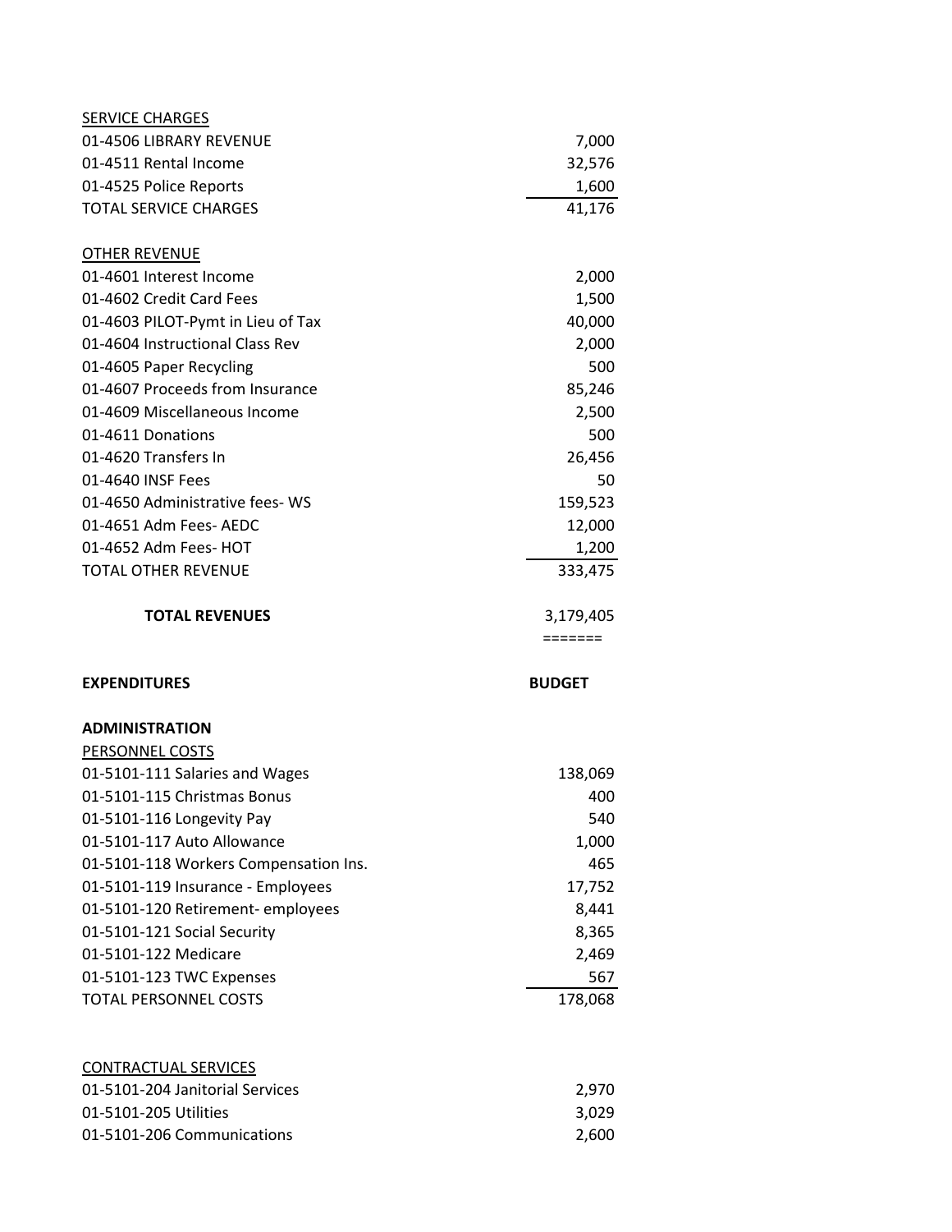| | |
|---|---|
| SERVICE CHARGES | |
| 01-4506 LIBRARY REVENUE | 7,000 |
| 01-4511 Rental Income | 32,576 |
| 01-4525 Police Reports | 1,600 |
| TOTAL SERVICE CHARGES | 41,176 |
| | |
| OTHER REVENUE | |
| 01-4601 Interest Income | 2,000 |
| 01-4602 Credit Card Fees | 1,500 |
| 01-4603 PILOT-Pymt in Lieu of Tax | 40,000 |
| 01-4604 Instructional Class Rev | 2,000 |
| 01-4605 Paper Recycling | 500 |
| 01-4607 Proceeds from Insurance | 85,246 |
| 01-4609 Miscellaneous Income | 2,500 |
| 01-4611 Donations | 500 |
| 01-4620 Transfers In | 26,456 |
| 01-4640 INSF Fees | 50 |
| 01-4650 Administrative fees- WS | 159,523 |
| 01-4651 Adm Fees- AEDC | 12,000 |
| 01-4652 Adm Fees- HOT | 1,200 |
| TOTAL OTHER REVENUE | 333,475 |
| | |
| **TOTAL REVENUES** | 3,179,405 |
| | ======= |
| | |
| **EXPENDITURES** | **BUDGET** |
| | |
| **ADMINISTRATION** | |
| PERSONNEL COSTS | |
| 01-5101-111 Salaries and Wages | 138,069 |
| 01-5101-115 Christmas Bonus | 400 |
| 01-5101-116 Longevity Pay | 540 |
| 01-5101-117 Auto Allowance | 1,000 |
| 01-5101-118 Workers Compensation Ins. | 465 |
| 01-5101-119 Insurance - Employees | 17,752 |
| 01-5101-120 Retirement- employees | 8,441 |
| 01-5101-121 Social Security | 8,365 |
| 01-5101-122 Medicare | 2,469 |
| 01-5101-123 TWC Expenses | 567 |
| TOTAL PERSONNEL COSTS | 178,068 |
| | |
| CONTRACTUAL SERVICES | |
| 01-5101-204 Janitorial Services | 2,970 |
| 01-5101-205 Utilities | 3,029 |
| 01-5101-206 Communications | 2,600 |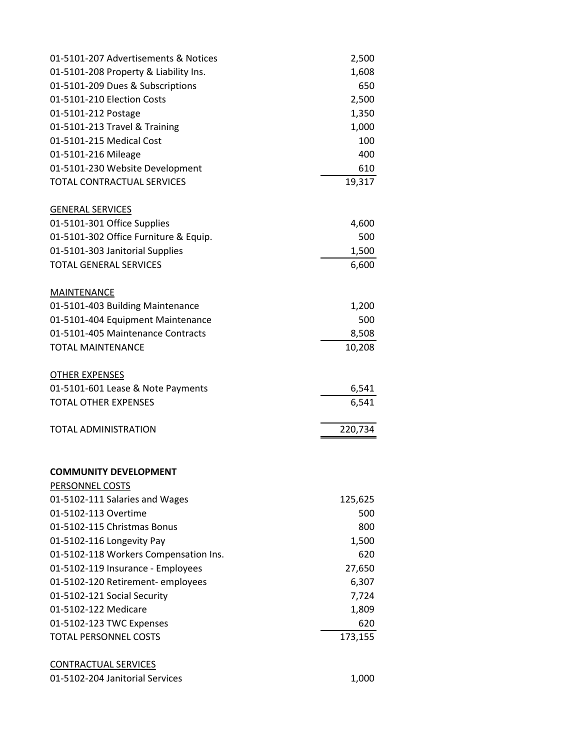| | |
|---|---|
| 01-5101-207 Advertisements & Notices | 2,500 |
| 01-5101-208 Property & Liability Ins. | 1,608 |
| 01-5101-209 Dues & Subscriptions | 650 |
| 01-5101-210 Election Costs | 2,500 |
| 01-5101-212 Postage | 1,350 |
| 01-5101-213 Travel & Training | 1,000 |
| 01-5101-215 Medical Cost | 100 |
| 01-5101-216 Mileage | 400 |
| 01-5101-230 Website Development | 610 |
| TOTAL CONTRACTUAL SERVICES | 19,317 |
| | |
| GENERAL SERVICES | |
| 01-5101-301 Office Supplies | 4,600 |
| 01-5101-302 Office Furniture & Equip. | 500 |
| 01-5101-303 Janitorial Supplies | 1,500 |
| TOTAL GENERAL SERVICES | 6,600 |
| | |
| MAINTENANCE | |
| 01-5101-403 Building Maintenance | 1,200 |
| 01-5101-404 Equipment Maintenance | 500 |
| 01-5101-405 Maintenance Contracts | 8,508 |
| TOTAL MAINTENANCE | 10,208 |
| | |
| OTHER EXPENSES | |
| 01-5101-601 Lease & Note Payments | 6,541 |
| TOTAL OTHER EXPENSES | 6,541 |
| | |
| TOTAL ADMINISTRATION | 220,734 |
| | |
| **COMMUNITY DEVELOPMENT** | |
| PERSONNEL COSTS | |
| 01-5102-111 Salaries and Wages | 125,625 |
| 01-5102-113 Overtime | 500 |
| 01-5102-115 Christmas Bonus | 800 |
| 01-5102-116 Longevity Pay | 1,500 |
| 01-5102-118 Workers Compensation Ins. | 620 |
| 01-5102-119 Insurance - Employees | 27,650 |
| 01-5102-120 Retirement- employees | 6,307 |
| 01-5102-121 Social Security | 7,724 |
| 01-5102-122 Medicare | 1,809 |
| 01-5102-123 TWC Expenses | 620 |
| TOTAL PERSONNEL COSTS | 173,155 |
| | |
| CONTRACTUAL SERVICES | |
| 01-5102-204 Janitorial Services | 1,000 |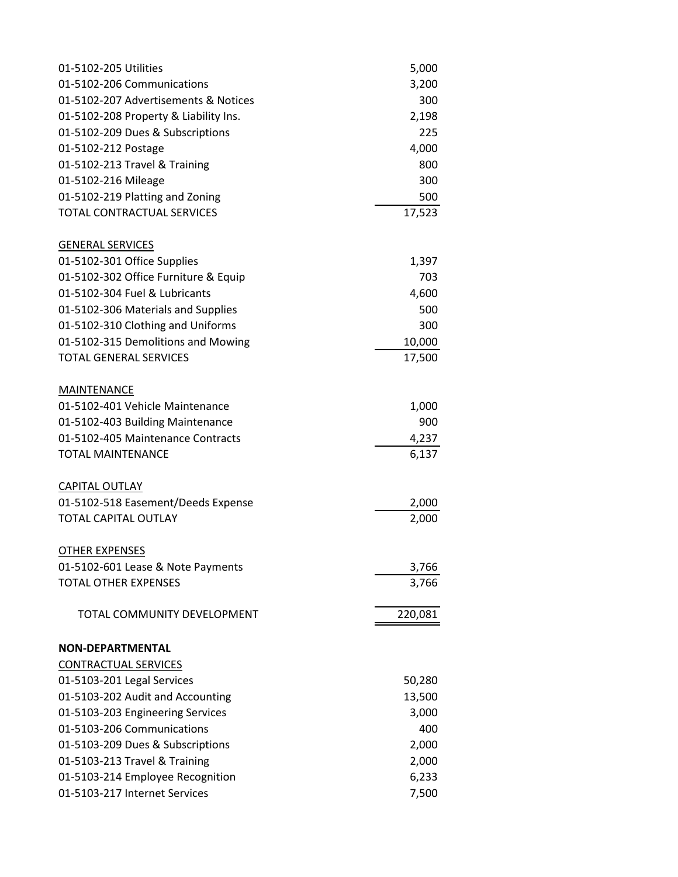| Account | Amount |
|---|---|
| 01-5102-205 Utilities | 5,000 |
| 01-5102-206 Communications | 3,200 |
| 01-5102-207 Advertisements & Notices | 300 |
| 01-5102-208 Property & Liability Ins. | 2,198 |
| 01-5102-209 Dues & Subscriptions | 225 |
| 01-5102-212 Postage | 4,000 |
| 01-5102-213 Travel & Training | 800 |
| 01-5102-216 Mileage | 300 |
| 01-5102-219 Platting and Zoning | 500 |
| TOTAL CONTRACTUAL SERVICES | 17,523 |
| | |
| GENERAL SERVICES | |
| 01-5102-301 Office Supplies | 1,397 |
| 01-5102-302 Office Furniture & Equip | 703 |
| 01-5102-304 Fuel & Lubricants | 4,600 |
| 01-5102-306 Materials and Supplies | 500 |
| 01-5102-310 Clothing and Uniforms | 300 |
| 01-5102-315 Demolitions and Mowing | 10,000 |
| TOTAL GENERAL SERVICES | 17,500 |
| | |
| MAINTENANCE | |
| 01-5102-401 Vehicle Maintenance | 1,000 |
| 01-5102-403 Building Maintenance | 900 |
| 01-5102-405 Maintenance Contracts | 4,237 |
| TOTAL MAINTENANCE | 6,137 |
| | |
| CAPITAL OUTLAY | |
| 01-5102-518 Easement/Deeds Expense | 2,000 |
| TOTAL CAPITAL OUTLAY | 2,000 |
| | |
| OTHER EXPENSES | |
| 01-5102-601 Lease & Note Payments | 3,766 |
| TOTAL OTHER EXPENSES | 3,766 |
| | |
| TOTAL COMMUNITY DEVELOPMENT | 220,081 |
| | |
| **NON-DEPARTMENTAL** | |
| CONTRACTUAL SERVICES | |
| 01-5103-201 Legal Services | 50,280 |
| 01-5103-202 Audit and Accounting | 13,500 |
| 01-5103-203 Engineering Services | 3,000 |
| 01-5103-206 Communications | 400 |
| 01-5103-209 Dues & Subscriptions | 2,000 |
| 01-5103-213 Travel & Training | 2,000 |
| 01-5103-214 Employee Recognition | 6,233 |
| 01-5103-217 Internet Services | 7,500 |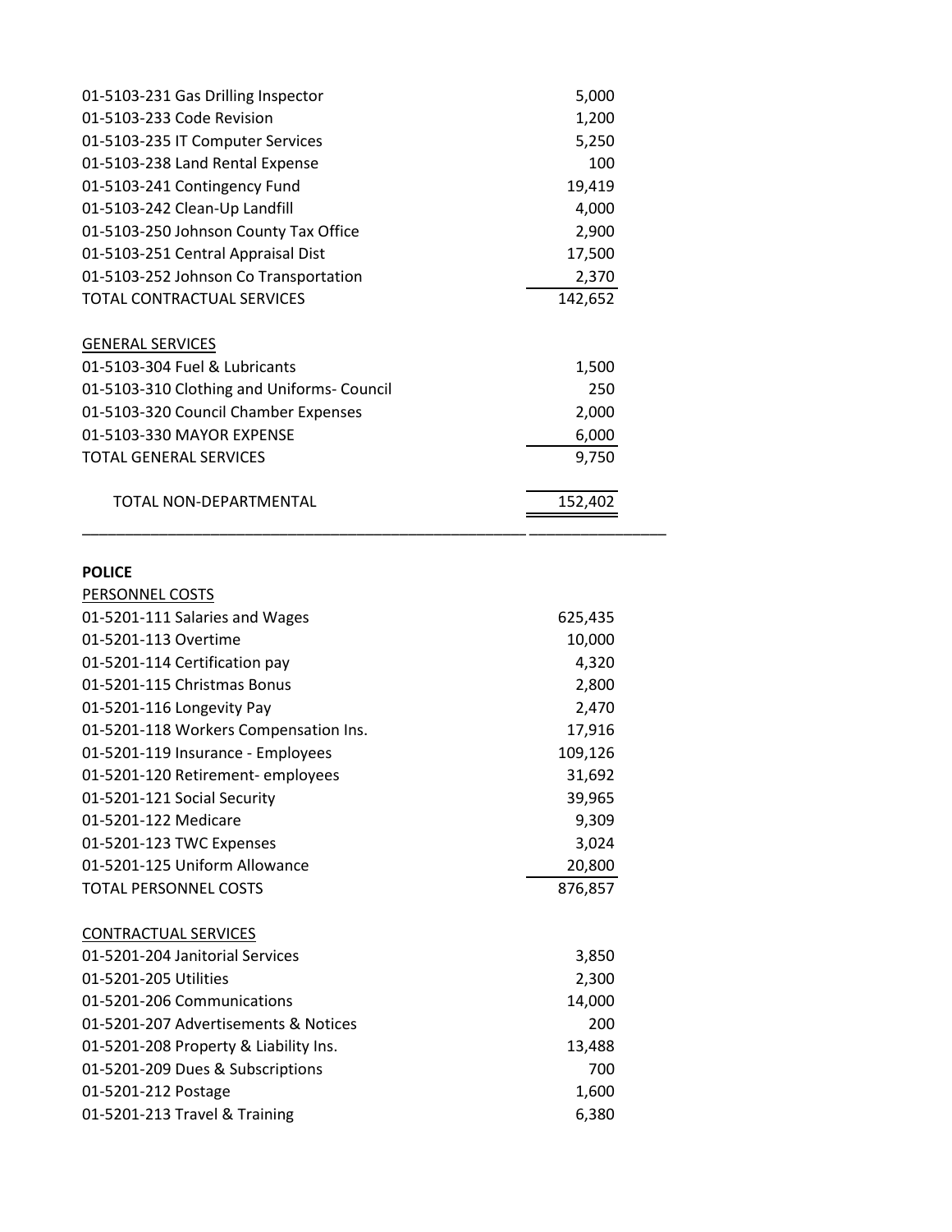| Account | Amount |
|---|---|
| 01-5103-231 Gas Drilling Inspector | 5,000 |
| 01-5103-233 Code Revision | 1,200 |
| 01-5103-235 IT Computer Services | 5,250 |
| 01-5103-238 Land Rental Expense | 100 |
| 01-5103-241 Contingency Fund | 19,419 |
| 01-5103-242 Clean-Up Landfill | 4,000 |
| 01-5103-250 Johnson County Tax Office | 2,900 |
| 01-5103-251 Central Appraisal Dist | 17,500 |
| 01-5103-252 Johnson Co Transportation | 2,370 |
| TOTAL CONTRACTUAL SERVICES | 142,652 |

GENERAL SERVICES

| Account | Amount |
|---|---|
| 01-5103-304 Fuel & Lubricants | 1,500 |
| 01-5103-310 Clothing and Uniforms- Council | 250 |
| 01-5103-320 Council Chamber Expenses | 2,000 |
| 01-5103-330 MAYOR EXPENSE | 6,000 |
| TOTAL GENERAL SERVICES | 9,750 |
| TOTAL NON-DEPARTMENTAL | 152,402 |

**POLICE**

PERSONNEL COSTS

| Account | Amount |
|---|---|
| 01-5201-111 Salaries and Wages | 625,435 |
| 01-5201-113 Overtime | 10,000 |
| 01-5201-114 Certification pay | 4,320 |
| 01-5201-115 Christmas Bonus | 2,800 |
| 01-5201-116 Longevity Pay | 2,470 |
| 01-5201-118 Workers Compensation Ins. | 17,916 |
| 01-5201-119 Insurance - Employees | 109,126 |
| 01-5201-120 Retirement- employees | 31,692 |
| 01-5201-121 Social Security | 39,965 |
| 01-5201-122 Medicare | 9,309 |
| 01-5201-123 TWC Expenses | 3,024 |
| 01-5201-125 Uniform Allowance | 20,800 |
| TOTAL PERSONNEL COSTS | 876,857 |

CONTRACTUAL SERVICES

| Account | Amount |
|---|---|
| 01-5201-204 Janitorial Services | 3,850 |
| 01-5201-205 Utilities | 2,300 |
| 01-5201-206 Communications | 14,000 |
| 01-5201-207 Advertisements & Notices | 200 |
| 01-5201-208 Property & Liability Ins. | 13,488 |
| 01-5201-209 Dues & Subscriptions | 700 |
| 01-5201-212 Postage | 1,600 |
| 01-5201-213 Travel & Training | 6,380 |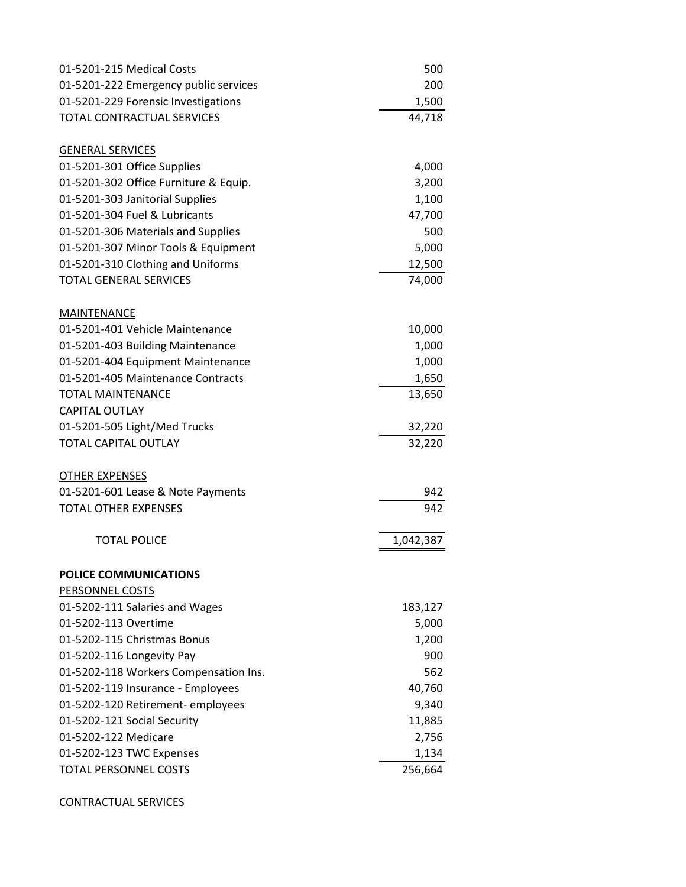| Account | Amount |
|---|---|
| 01-5201-215 Medical Costs | 500 |
| 01-5201-222 Emergency public services | 200 |
| 01-5201-229 Forensic Investigations | 1,500 |
| TOTAL CONTRACTUAL SERVICES | 44,718 |
| | |
| GENERAL SERVICES | |
| 01-5201-301 Office Supplies | 4,000 |
| 01-5201-302 Office Furniture & Equip. | 3,200 |
| 01-5201-303 Janitorial Supplies | 1,100 |
| 01-5201-304 Fuel & Lubricants | 47,700 |
| 01-5201-306 Materials and Supplies | 500 |
| 01-5201-307 Minor Tools & Equipment | 5,000 |
| 01-5201-310 Clothing and Uniforms | 12,500 |
| TOTAL GENERAL SERVICES | 74,000 |
| | |
| MAINTENANCE | |
| 01-5201-401 Vehicle Maintenance | 10,000 |
| 01-5201-403 Building Maintenance | 1,000 |
| 01-5201-404 Equipment Maintenance | 1,000 |
| 01-5201-405 Maintenance Contracts | 1,650 |
| TOTAL MAINTENANCE | 13,650 |
| CAPITAL OUTLAY | |
| 01-5201-505 Light/Med Trucks | 32,220 |
| TOTAL CAPITAL OUTLAY | 32,220 |
| | |
| OTHER EXPENSES | |
| 01-5201-601 Lease & Note Payments | 942 |
| TOTAL OTHER EXPENSES | 942 |
| | |
| TOTAL POLICE | 1,042,387 |

**POLICE COMMUNICATIONS**

| Account | Amount |
|---|---|
| PERSONNEL COSTS | |
| 01-5202-111 Salaries and Wages | 183,127 |
| 01-5202-113 Overtime | 5,000 |
| 01-5202-115 Christmas Bonus | 1,200 |
| 01-5202-116 Longevity Pay | 900 |
| 01-5202-118 Workers Compensation Ins. | 562 |
| 01-5202-119 Insurance - Employees | 40,760 |
| 01-5202-120 Retirement- employees | 9,340 |
| 01-5202-121 Social Security | 11,885 |
| 01-5202-122 Medicare | 2,756 |
| 01-5202-123 TWC Expenses | 1,134 |
| TOTAL PERSONNEL COSTS | 256,664 |

CONTRACTUAL SERVICES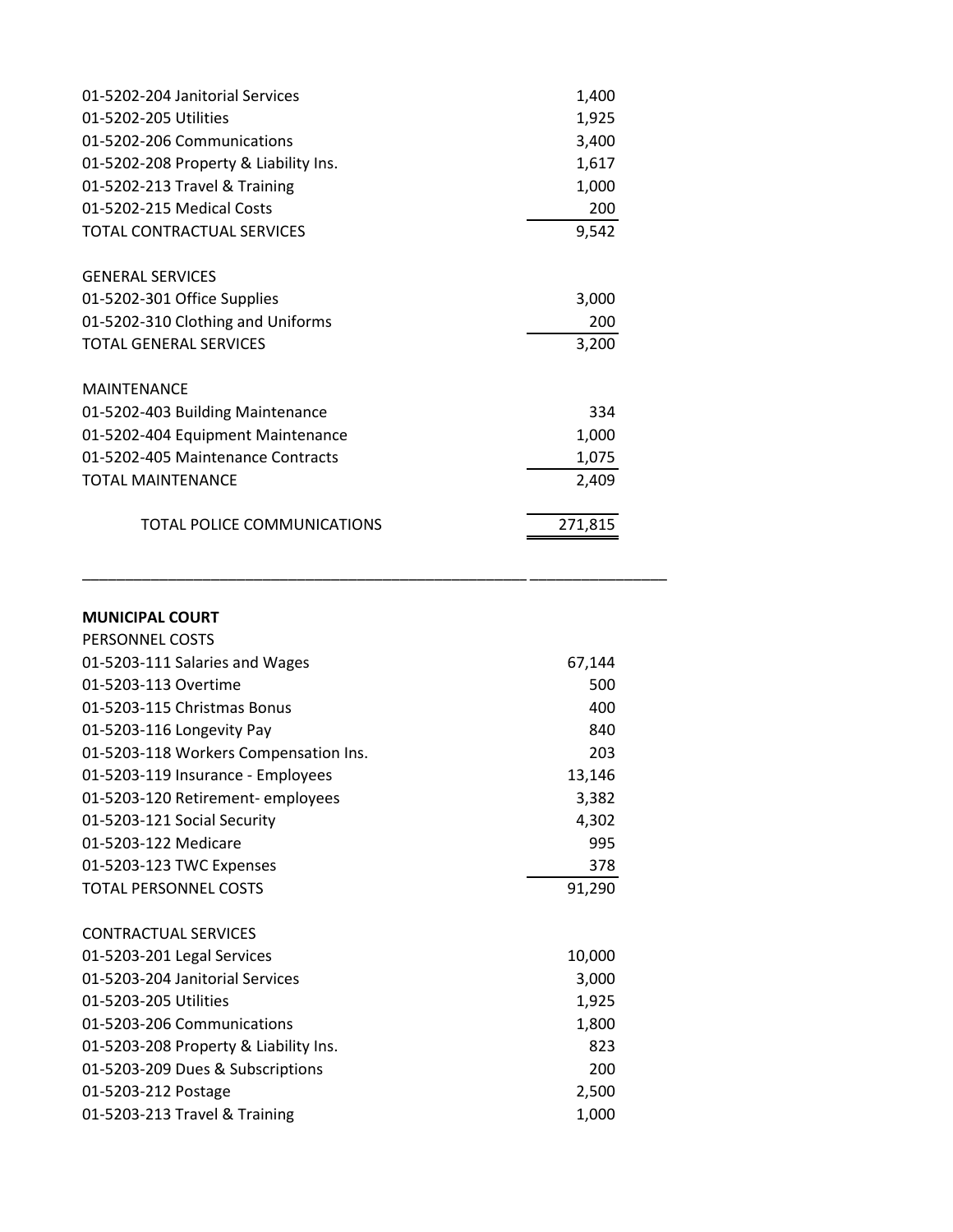| | |
|---|---|
| 01-5202-204 Janitorial Services | 1,400 |
| 01-5202-205 Utilities | 1,925 |
| 01-5202-206 Communications | 3,400 |
| 01-5202-208 Property & Liability Ins. | 1,617 |
| 01-5202-213 Travel & Training | 1,000 |
| 01-5202-215 Medical Costs | 200 |
| TOTAL CONTRACTUAL SERVICES | 9,542 |
| | |
| GENERAL SERVICES | |
| 01-5202-301 Office Supplies | 3,000 |
| 01-5202-310 Clothing and Uniforms | 200 |
| TOTAL GENERAL SERVICES | 3,200 |
| | |
| MAINTENANCE | |
| 01-5202-403 Building Maintenance | 334 |
| 01-5202-404 Equipment Maintenance | 1,000 |
| 01-5202-405 Maintenance Contracts | 1,075 |
| TOTAL MAINTENANCE | 2,409 |
| | |
| TOTAL POLICE COMMUNICATIONS | 271,815 |

**MUNICIPAL COURT**

| | |
|---|---|
| PERSONNEL COSTS | |
| 01-5203-111 Salaries and Wages | 67,144 |
| 01-5203-113 Overtime | 500 |
| 01-5203-115 Christmas Bonus | 400 |
| 01-5203-116 Longevity Pay | 840 |
| 01-5203-118 Workers Compensation Ins. | 203 |
| 01-5203-119 Insurance - Employees | 13,146 |
| 01-5203-120 Retirement- employees | 3,382 |
| 01-5203-121 Social Security | 4,302 |
| 01-5203-122 Medicare | 995 |
| 01-5203-123 TWC Expenses | 378 |
| TOTAL PERSONNEL COSTS | 91,290 |
| | |
| CONTRACTUAL SERVICES | |
| 01-5203-201 Legal Services | 10,000 |
| 01-5203-204 Janitorial Services | 3,000 |
| 01-5203-205 Utilities | 1,925 |
| 01-5203-206 Communications | 1,800 |
| 01-5203-208 Property & Liability Ins. | 823 |
| 01-5203-209 Dues & Subscriptions | 200 |
| 01-5203-212 Postage | 2,500 |
| 01-5203-213 Travel & Training | 1,000 |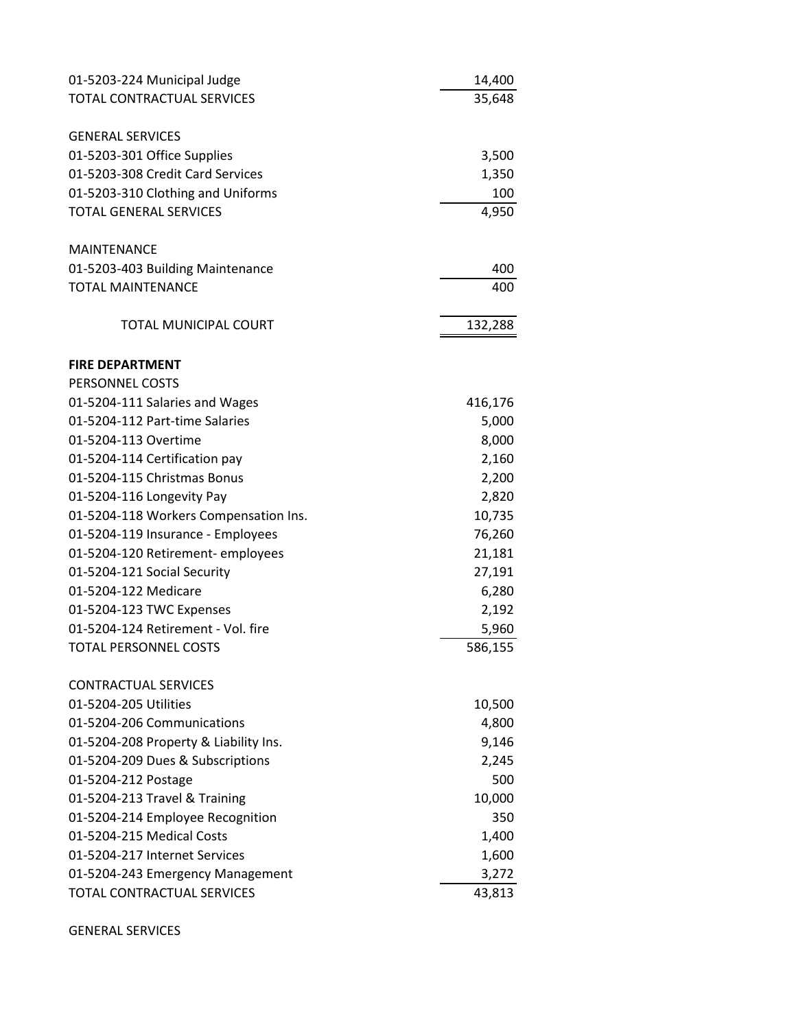| | |
|---|---|
| 01-5203-224 Municipal Judge | 14,400 |
| TOTAL CONTRACTUAL SERVICES | 35,648 |
| | |
| GENERAL SERVICES | |
| 01-5203-301 Office Supplies | 3,500 |
| 01-5203-308 Credit Card Services | 1,350 |
| 01-5203-310 Clothing and Uniforms | 100 |
| TOTAL GENERAL SERVICES | 4,950 |
| | |
| MAINTENANCE | |
| 01-5203-403 Building Maintenance | 400 |
| TOTAL MAINTENANCE | 400 |
| | |
| TOTAL MUNICIPAL COURT | 132,288 |
| | |
| **FIRE DEPARTMENT** | |
| PERSONNEL COSTS | |
| 01-5204-111 Salaries and Wages | 416,176 |
| 01-5204-112 Part-time Salaries | 5,000 |
| 01-5204-113 Overtime | 8,000 |
| 01-5204-114 Certification pay | 2,160 |
| 01-5204-115 Christmas Bonus | 2,200 |
| 01-5204-116 Longevity Pay | 2,820 |
| 01-5204-118 Workers Compensation Ins. | 10,735 |
| 01-5204-119 Insurance - Employees | 76,260 |
| 01-5204-120 Retirement- employees | 21,181 |
| 01-5204-121 Social Security | 27,191 |
| 01-5204-122 Medicare | 6,280 |
| 01-5204-123 TWC Expenses | 2,192 |
| 01-5204-124 Retirement - Vol. fire | 5,960 |
| TOTAL PERSONNEL COSTS | 586,155 |
| | |
| CONTRACTUAL SERVICES | |
| 01-5204-205 Utilities | 10,500 |
| 01-5204-206 Communications | 4,800 |
| 01-5204-208 Property & Liability Ins. | 9,146 |
| 01-5204-209 Dues & Subscriptions | 2,245 |
| 01-5204-212 Postage | 500 |
| 01-5204-213 Travel & Training | 10,000 |
| 01-5204-214 Employee Recognition | 350 |
| 01-5204-215 Medical Costs | 1,400 |
| 01-5204-217 Internet Services | 1,600 |
| 01-5204-243 Emergency Management | 3,272 |
| TOTAL CONTRACTUAL SERVICES | 43,813 |
| | |
| GENERAL SERVICES | |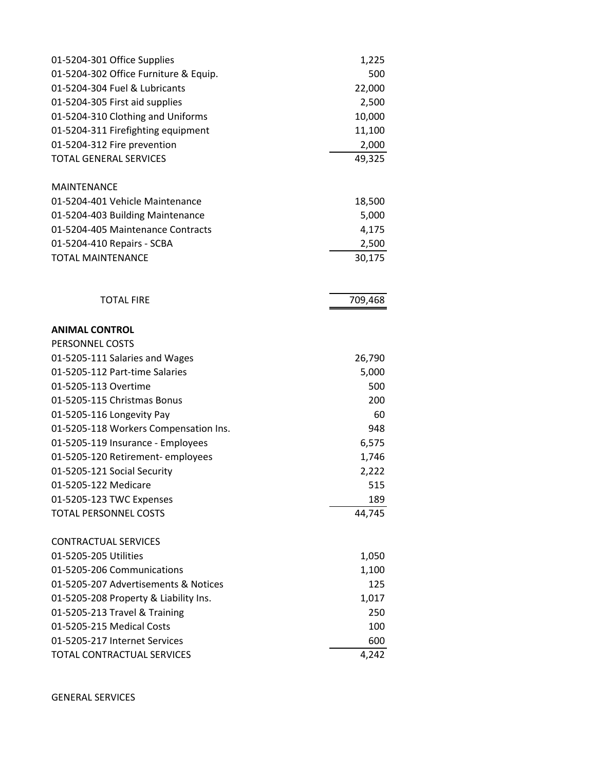| | |
|---|---|
| 01-5204-301 Office Supplies | 1,225 |
| 01-5204-302 Office Furniture & Equip. | 500 |
| 01-5204-304 Fuel & Lubricants | 22,000 |
| 01-5204-305 First aid supplies | 2,500 |
| 01-5204-310 Clothing and Uniforms | 10,000 |
| 01-5204-311 Firefighting equipment | 11,100 |
| 01-5204-312 Fire prevention | 2,000 |
| TOTAL GENERAL SERVICES | 49,325 |
| | |
| MAINTENANCE | |
| 01-5204-401 Vehicle Maintenance | 18,500 |
| 01-5204-403 Building Maintenance | 5,000 |
| 01-5204-405 Maintenance Contracts | 4,175 |
| 01-5204-410 Repairs - SCBA | 2,500 |
| TOTAL MAINTENANCE | 30,175 |
| | |
| TOTAL FIRE | 709,468 |

**ANIMAL CONTROL**

| | |
|---|---|
| PERSONNEL COSTS | |
| 01-5205-111 Salaries and Wages | 26,790 |
| 01-5205-112 Part-time Salaries | 5,000 |
| 01-5205-113 Overtime | 500 |
| 01-5205-115 Christmas Bonus | 200 |
| 01-5205-116 Longevity Pay | 60 |
| 01-5205-118 Workers Compensation Ins. | 948 |
| 01-5205-119 Insurance - Employees | 6,575 |
| 01-5205-120 Retirement- employees | 1,746 |
| 01-5205-121 Social Security | 2,222 |
| 01-5205-122 Medicare | 515 |
| 01-5205-123 TWC Expenses | 189 |
| TOTAL PERSONNEL COSTS | 44,745 |
| | |
| CONTRACTUAL SERVICES | |
| 01-5205-205 Utilities | 1,050 |
| 01-5205-206 Communications | 1,100 |
| 01-5205-207 Advertisements & Notices | 125 |
| 01-5205-208 Property & Liability Ins. | 1,017 |
| 01-5205-213 Travel & Training | 250 |
| 01-5205-215 Medical Costs | 100 |
| 01-5205-217 Internet Services | 600 |
| TOTAL CONTRACTUAL SERVICES | 4,242 |

GENERAL SERVICES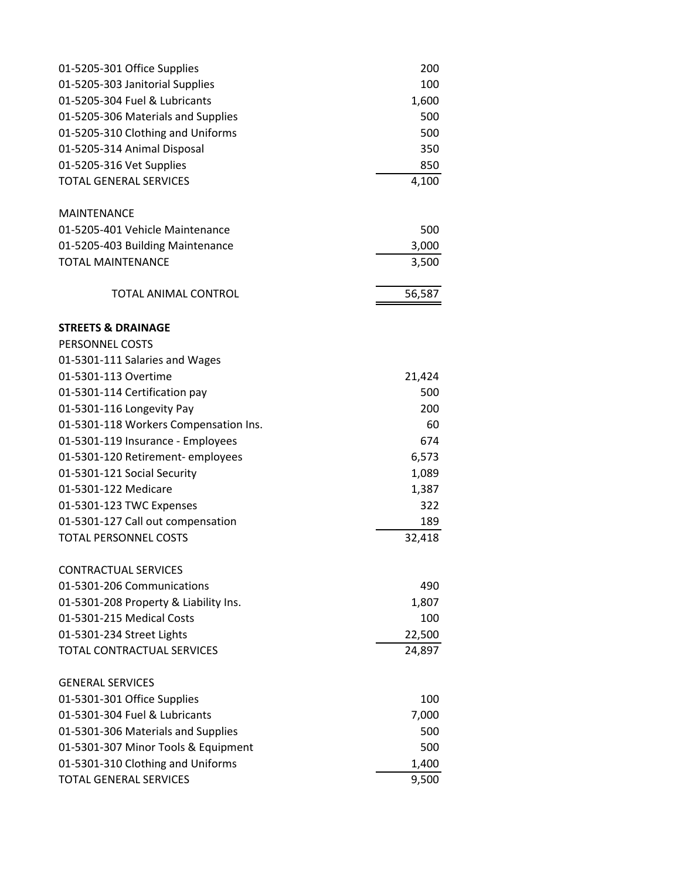| Account | Amount |
|---|---|
| 01-5205-301 Office Supplies | 200 |
| 01-5205-303 Janitorial Supplies | 100 |
| 01-5205-304 Fuel & Lubricants | 1,600 |
| 01-5205-306 Materials and Supplies | 500 |
| 01-5205-310 Clothing and Uniforms | 500 |
| 01-5205-314 Animal Disposal | 350 |
| 01-5205-316 Vet Supplies | 850 |
| TOTAL GENERAL SERVICES | 4,100 |
| | |
| MAINTENANCE | |
| 01-5205-401 Vehicle Maintenance | 500 |
| 01-5205-403 Building Maintenance | 3,000 |
| TOTAL MAINTENANCE | 3,500 |
| | |
| TOTAL ANIMAL CONTROL | 56,587 |
| | |
| **STREETS & DRAINAGE** | |
| PERSONNEL COSTS | |
| 01-5301-111 Salaries and Wages | |
| 01-5301-113 Overtime | 21,424 |
| 01-5301-114 Certification pay | 500 |
| 01-5301-116 Longevity Pay | 200 |
| 01-5301-118 Workers Compensation Ins. | 60 |
| 01-5301-119 Insurance - Employees | 674 |
| 01-5301-120 Retirement- employees | 6,573 |
| 01-5301-121 Social Security | 1,089 |
| 01-5301-122 Medicare | 1,387 |
| 01-5301-123 TWC Expenses | 322 |
| 01-5301-127 Call out compensation | 189 |
| TOTAL PERSONNEL COSTS | 32,418 |
| | |
| CONTRACTUAL SERVICES | |
| 01-5301-206 Communications | 490 |
| 01-5301-208 Property & Liability Ins. | 1,807 |
| 01-5301-215 Medical Costs | 100 |
| 01-5301-234 Street Lights | 22,500 |
| TOTAL CONTRACTUAL SERVICES | 24,897 |
| | |
| GENERAL SERVICES | |
| 01-5301-301 Office Supplies | 100 |
| 01-5301-304 Fuel & Lubricants | 7,000 |
| 01-5301-306 Materials and Supplies | 500 |
| 01-5301-307 Minor Tools & Equipment | 500 |
| 01-5301-310 Clothing and Uniforms | 1,400 |
| TOTAL GENERAL SERVICES | 9,500 |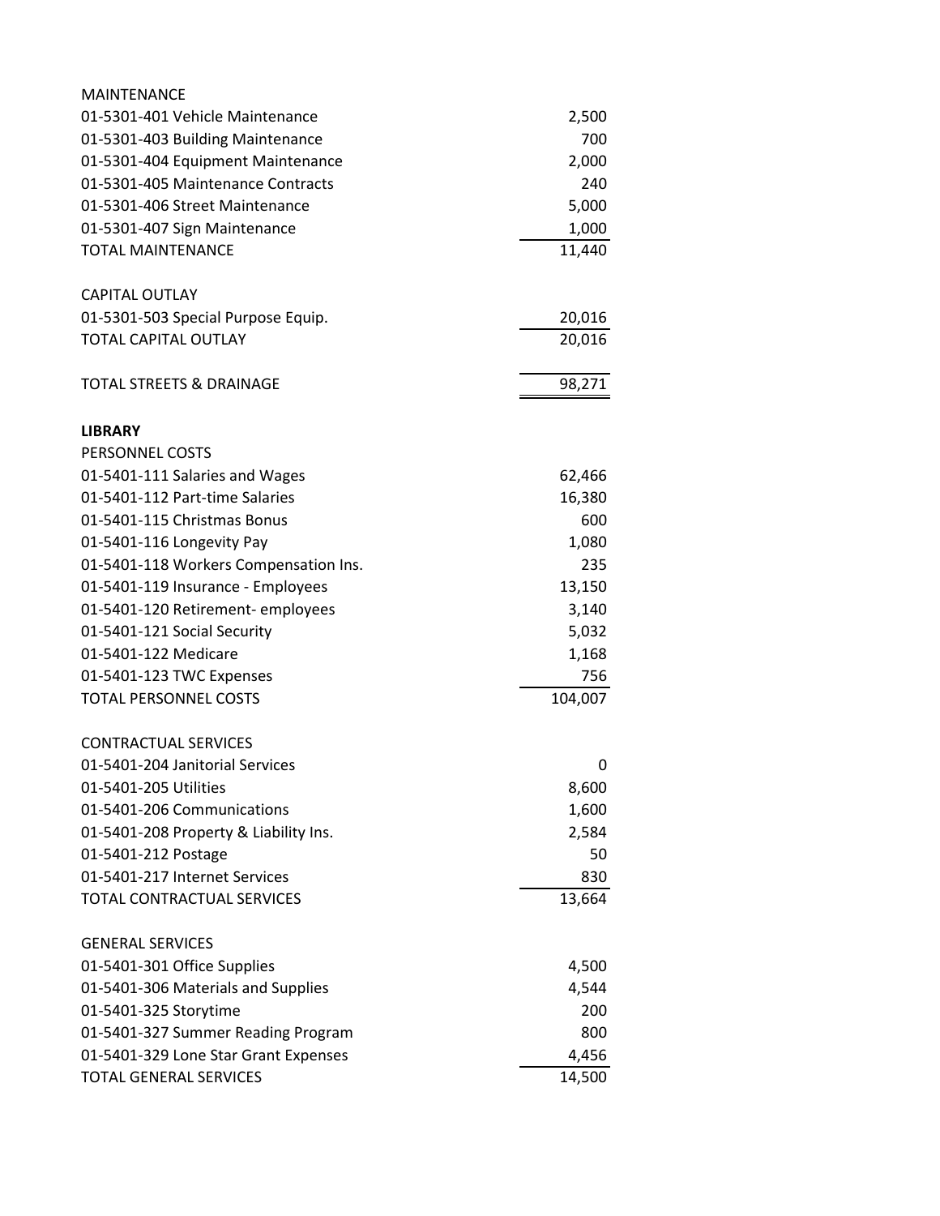MAINTENANCE

| | |
|---|---|
| 01-5301-401 Vehicle Maintenance | 2,500 |
| 01-5301-403 Building Maintenance | 700 |
| 01-5301-404 Equipment Maintenance | 2,000 |
| 01-5301-405 Maintenance Contracts | 240 |
| 01-5301-406 Street Maintenance | 5,000 |
| 01-5301-407 Sign Maintenance | 1,000 |
| TOTAL MAINTENANCE | 11,440 |

CAPITAL OUTLAY

| | |
|---|---|
| 01-5301-503 Special Purpose Equip. | 20,016 |
| TOTAL CAPITAL OUTLAY | 20,016 |

| | |
|---|---|
| TOTAL STREETS & DRAINAGE | 98,271 |

**LIBRARY**

PERSONNEL COSTS

| | |
|---|---|
| 01-5401-111 Salaries and Wages | 62,466 |
| 01-5401-112 Part-time Salaries | 16,380 |
| 01-5401-115 Christmas Bonus | 600 |
| 01-5401-116 Longevity Pay | 1,080 |
| 01-5401-118 Workers Compensation Ins. | 235 |
| 01-5401-119 Insurance - Employees | 13,150 |
| 01-5401-120 Retirement- employees | 3,140 |
| 01-5401-121 Social Security | 5,032 |
| 01-5401-122 Medicare | 1,168 |
| 01-5401-123 TWC Expenses | 756 |
| TOTAL PERSONNEL COSTS | 104,007 |

CONTRACTUAL SERVICES

| | |
|---|---|
| 01-5401-204 Janitorial Services | 0 |
| 01-5401-205 Utilities | 8,600 |
| 01-5401-206 Communications | 1,600 |
| 01-5401-208 Property & Liability Ins. | 2,584 |
| 01-5401-212 Postage | 50 |
| 01-5401-217 Internet Services | 830 |
| TOTAL CONTRACTUAL SERVICES | 13,664 |

GENERAL SERVICES

| | |
|---|---|
| 01-5401-301 Office Supplies | 4,500 |
| 01-5401-306 Materials and Supplies | 4,544 |
| 01-5401-325 Storytime | 200 |
| 01-5401-327 Summer Reading Program | 800 |
| 01-5401-329 Lone Star Grant Expenses | 4,456 |
| TOTAL GENERAL SERVICES | 14,500 |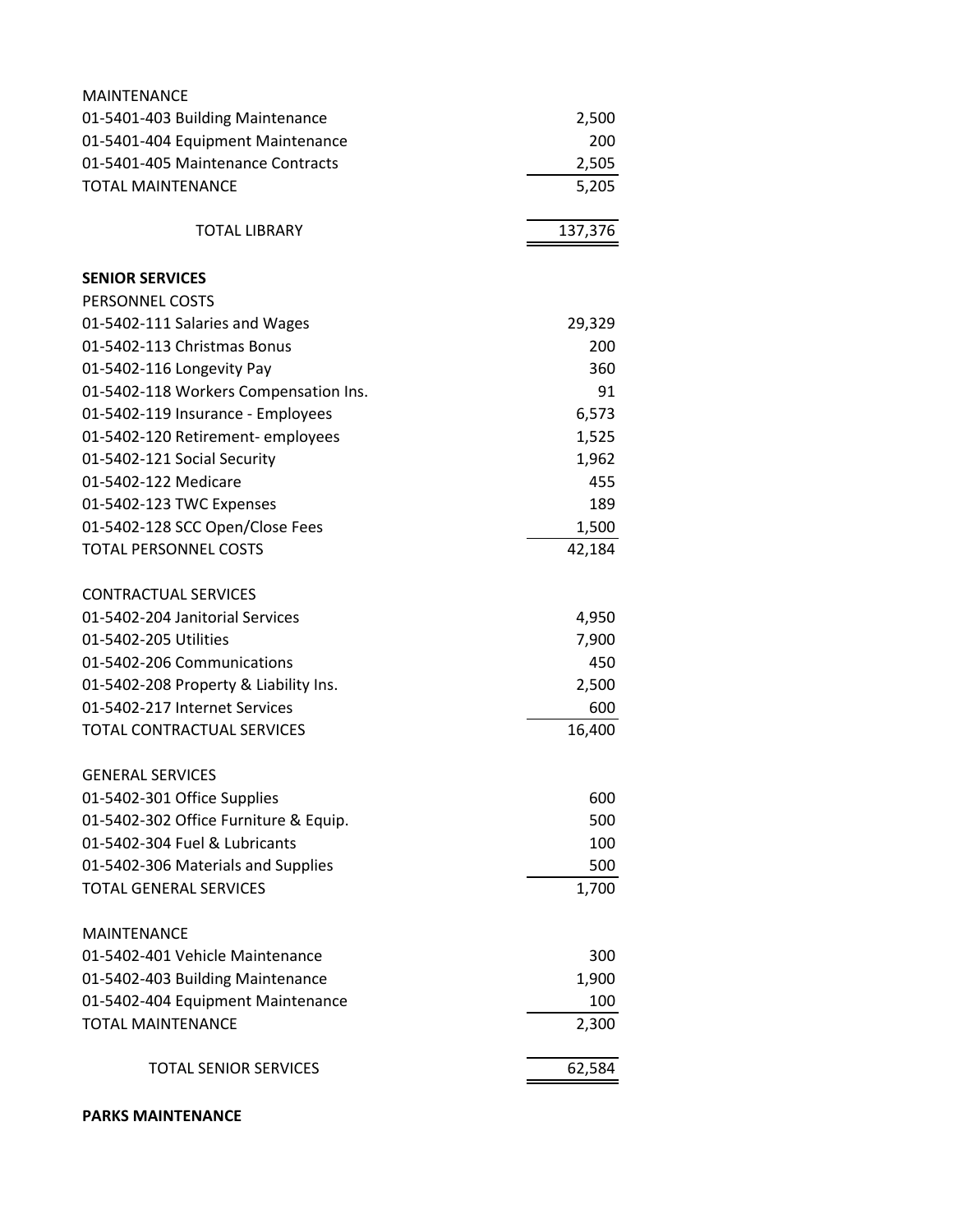| | |
|---|---|
| MAINTENANCE | |
| 01-5401-403 Building Maintenance | 2,500 |
| 01-5401-404 Equipment Maintenance | 200 |
| 01-5401-405 Maintenance Contracts | 2,505 |
| TOTAL MAINTENANCE | 5,205 |
| | |
| TOTAL LIBRARY | 137,376 |

**SENIOR SERVICES**

| | |
|---|---|
| PERSONNEL COSTS | |
| 01-5402-111 Salaries and Wages | 29,329 |
| 01-5402-113 Christmas Bonus | 200 |
| 01-5402-116 Longevity Pay | 360 |
| 01-5402-118 Workers Compensation Ins. | 91 |
| 01-5402-119 Insurance - Employees | 6,573 |
| 01-5402-120 Retirement- employees | 1,525 |
| 01-5402-121 Social Security | 1,962 |
| 01-5402-122 Medicare | 455 |
| 01-5402-123 TWC Expenses | 189 |
| 01-5402-128 SCC Open/Close Fees | 1,500 |
| TOTAL PERSONNEL COSTS | 42,184 |
| | |
| CONTRACTUAL SERVICES | |
| 01-5402-204 Janitorial Services | 4,950 |
| 01-5402-205 Utilities | 7,900 |
| 01-5402-206 Communications | 450 |
| 01-5402-208 Property & Liability Ins. | 2,500 |
| 01-5402-217 Internet Services | 600 |
| TOTAL CONTRACTUAL SERVICES | 16,400 |
| | |
| GENERAL SERVICES | |
| 01-5402-301 Office Supplies | 600 |
| 01-5402-302 Office Furniture & Equip. | 500 |
| 01-5402-304 Fuel & Lubricants | 100 |
| 01-5402-306 Materials and Supplies | 500 |
| TOTAL GENERAL SERVICES | 1,700 |
| | |
| MAINTENANCE | |
| 01-5402-401 Vehicle Maintenance | 300 |
| 01-5402-403 Building Maintenance | 1,900 |
| 01-5402-404 Equipment Maintenance | 100 |
| TOTAL MAINTENANCE | 2,300 |
| | |
| TOTAL SENIOR SERVICES | 62,584 |

**PARKS MAINTENANCE**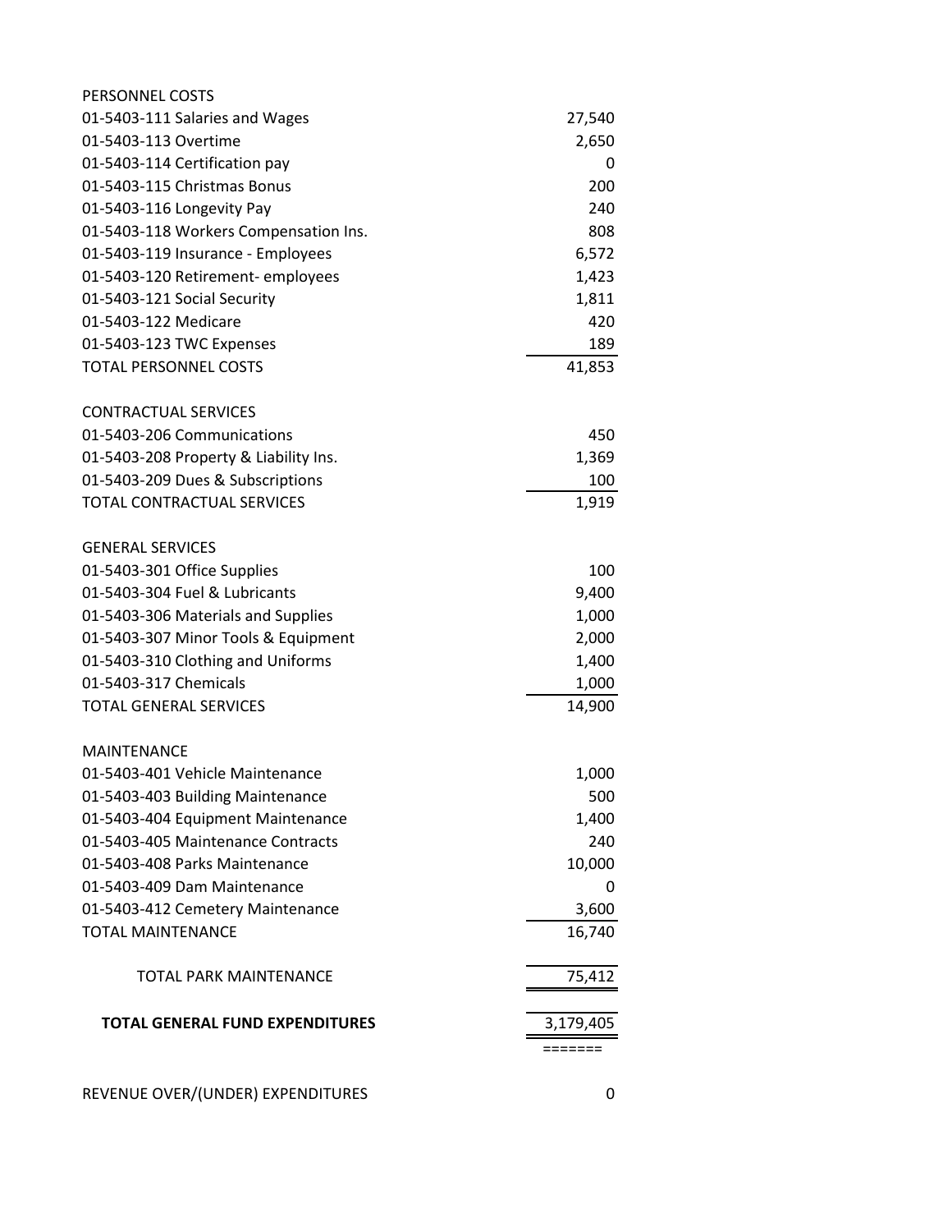| PERSONNEL COSTS | |
| --- | --- |
| 01-5403-111 Salaries and Wages | 27,540 |
| 01-5403-113 Overtime | 2,650 |
| 01-5403-114 Certification pay | 0 |
| 01-5403-115 Christmas Bonus | 200 |
| 01-5403-116 Longevity Pay | 240 |
| 01-5403-118 Workers Compensation Ins. | 808 |
| 01-5403-119 Insurance - Employees | 6,572 |
| 01-5403-120 Retirement- employees | 1,423 |
| 01-5403-121 Social Security | 1,811 |
| 01-5403-122 Medicare | 420 |
| 01-5403-123 TWC Expenses | 189 |
| TOTAL PERSONNEL COSTS | 41,853 |
| | |
| CONTRACTUAL SERVICES | |
| 01-5403-206 Communications | 450 |
| 01-5403-208 Property & Liability Ins. | 1,369 |
| 01-5403-209 Dues & Subscriptions | 100 |
| TOTAL CONTRACTUAL SERVICES | 1,919 |
| | |
| GENERAL SERVICES | |
| 01-5403-301 Office Supplies | 100 |
| 01-5403-304 Fuel & Lubricants | 9,400 |
| 01-5403-306 Materials and Supplies | 1,000 |
| 01-5403-307 Minor Tools & Equipment | 2,000 |
| 01-5403-310 Clothing and Uniforms | 1,400 |
| 01-5403-317 Chemicals | 1,000 |
| TOTAL GENERAL SERVICES | 14,900 |
| | |
| MAINTENANCE | |
| 01-5403-401 Vehicle Maintenance | 1,000 |
| 01-5403-403 Building Maintenance | 500 |
| 01-5403-404 Equipment Maintenance | 1,400 |
| 01-5403-405 Maintenance Contracts | 240 |
| 01-5403-408 Parks Maintenance | 10,000 |
| 01-5403-409 Dam Maintenance | 0 |
| 01-5403-412 Cemetery Maintenance | 3,600 |
| TOTAL MAINTENANCE | 16,740 |
| | |
| TOTAL PARK MAINTENANCE | 75,412 |
| | |
| **TOTAL GENERAL FUND EXPENDITURES** | 3,179,405 |
| | ======= |
| | |
| REVENUE OVER/(UNDER) EXPENDITURES | 0 |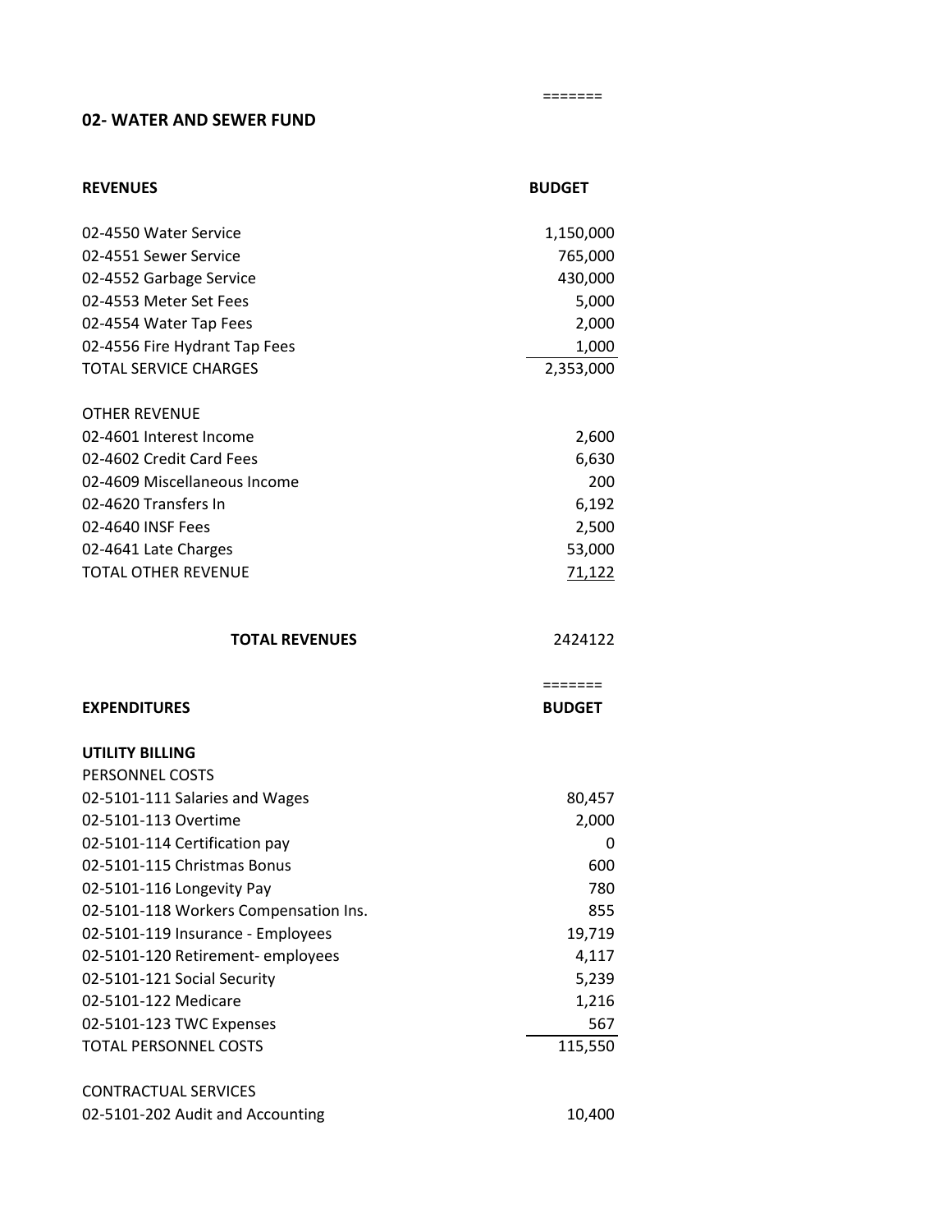=======

## 02- WATER AND SEWER FUND

| **REVENUES** | **BUDGET** |
|---|---|
| 02-4550 Water Service | 1,150,000 |
| 02-4551 Sewer Service | 765,000 |
| 02-4552 Garbage Service | 430,000 |
| 02-4553 Meter Set Fees | 5,000 |
| 02-4554 Water Tap Fees | 2,000 |
| 02-4556 Fire Hydrant Tap Fees | 1,000 |
| TOTAL SERVICE CHARGES | 2,353,000 |
| | |
| OTHER REVENUE | |
| 02-4601 Interest Income | 2,600 |
| 02-4602 Credit Card Fees | 6,630 |
| 02-4609 Miscellaneous Income | 200 |
| 02-4620 Transfers In | 6,192 |
| 02-4640 INSF Fees | 2,500 |
| 02-4641 Late Charges | 53,000 |
| TOTAL OTHER REVENUE | 71,122 |
| | |
| **TOTAL REVENUES** | 2424122 |

=======

| **EXPENDITURES** | **BUDGET** |
|---|---|
| **UTILITY BILLING** | |
| PERSONNEL COSTS | |
| 02-5101-111 Salaries and Wages | 80,457 |
| 02-5101-113 Overtime | 2,000 |
| 02-5101-114 Certification pay | 0 |
| 02-5101-115 Christmas Bonus | 600 |
| 02-5101-116 Longevity Pay | 780 |
| 02-5101-118 Workers Compensation Ins. | 855 |
| 02-5101-119 Insurance - Employees | 19,719 |
| 02-5101-120 Retirement- employees | 4,117 |
| 02-5101-121 Social Security | 5,239 |
| 02-5101-122 Medicare | 1,216 |
| 02-5101-123 TWC Expenses | 567 |
| TOTAL PERSONNEL COSTS | 115,550 |
| | |
| CONTRACTUAL SERVICES | |
| 02-5101-202 Audit and Accounting | 10,400 |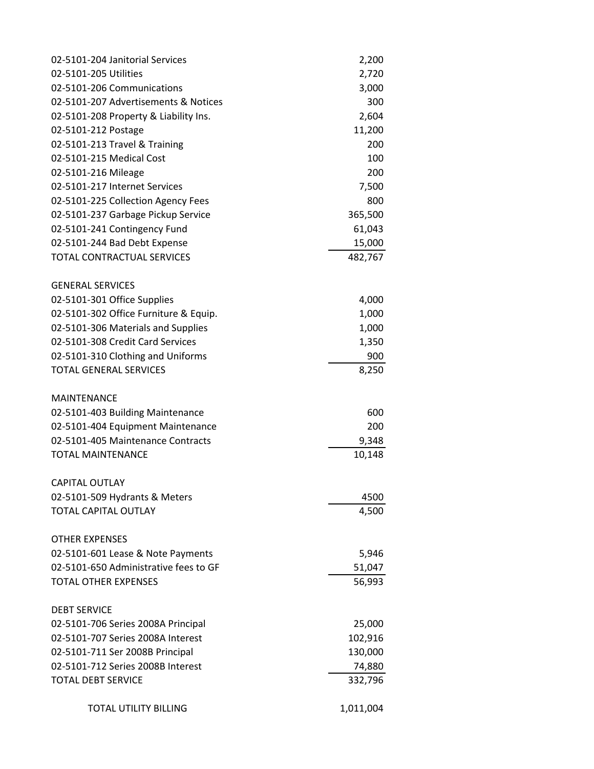| | |
|---|---|
| 02-5101-204 Janitorial Services | 2,200 |
| 02-5101-205 Utilities | 2,720 |
| 02-5101-206 Communications | 3,000 |
| 02-5101-207 Advertisements & Notices | 300 |
| 02-5101-208 Property & Liability Ins. | 2,604 |
| 02-5101-212 Postage | 11,200 |
| 02-5101-213 Travel & Training | 200 |
| 02-5101-215 Medical Cost | 100 |
| 02-5101-216 Mileage | 200 |
| 02-5101-217 Internet Services | 7,500 |
| 02-5101-225 Collection Agency Fees | 800 |
| 02-5101-237 Garbage Pickup Service | 365,500 |
| 02-5101-241 Contingency Fund | 61,043 |
| 02-5101-244 Bad Debt Expense | 15,000 |
| TOTAL CONTRACTUAL SERVICES | 482,767 |
| | |
| GENERAL SERVICES | |
| 02-5101-301 Office Supplies | 4,000 |
| 02-5101-302 Office Furniture & Equip. | 1,000 |
| 02-5101-306 Materials and Supplies | 1,000 |
| 02-5101-308 Credit Card Services | 1,350 |
| 02-5101-310 Clothing and Uniforms | 900 |
| TOTAL GENERAL SERVICES | 8,250 |
| | |
| MAINTENANCE | |
| 02-5101-403 Building Maintenance | 600 |
| 02-5101-404 Equipment Maintenance | 200 |
| 02-5101-405 Maintenance Contracts | 9,348 |
| TOTAL MAINTENANCE | 10,148 |
| | |
| CAPITAL OUTLAY | |
| 02-5101-509 Hydrants & Meters | 4500 |
| TOTAL CAPITAL OUTLAY | 4,500 |
| | |
| OTHER EXPENSES | |
| 02-5101-601 Lease & Note Payments | 5,946 |
| 02-5101-650 Administrative fees to GF | 51,047 |
| TOTAL OTHER EXPENSES | 56,993 |
| | |
| DEBT SERVICE | |
| 02-5101-706 Series 2008A Principal | 25,000 |
| 02-5101-707 Series 2008A Interest | 102,916 |
| 02-5101-711 Ser 2008B Principal | 130,000 |
| 02-5101-712 Series 2008B Interest | 74,880 |
| TOTAL DEBT SERVICE | 332,796 |
| | |
| TOTAL UTILITY BILLING | 1,011,004 |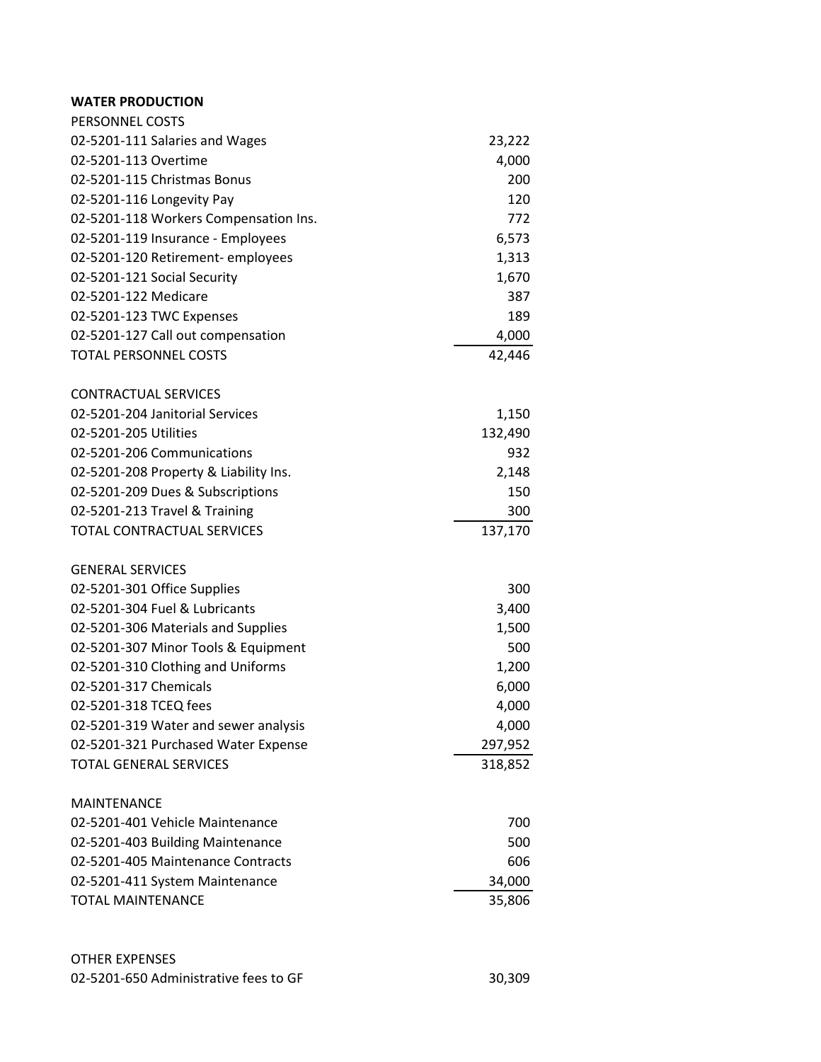**WATER PRODUCTION**

| PERSONNEL COSTS | |
|---|---|
| 02-5201-111 Salaries and Wages | 23,222 |
| 02-5201-113 Overtime | 4,000 |
| 02-5201-115 Christmas Bonus | 200 |
| 02-5201-116 Longevity Pay | 120 |
| 02-5201-118 Workers Compensation Ins. | 772 |
| 02-5201-119 Insurance - Employees | 6,573 |
| 02-5201-120 Retirement- employees | 1,313 |
| 02-5201-121 Social Security | 1,670 |
| 02-5201-122 Medicare | 387 |
| 02-5201-123 TWC Expenses | 189 |
| 02-5201-127 Call out compensation | 4,000 |
| TOTAL PERSONNEL COSTS | 42,446 |
| | |
| CONTRACTUAL SERVICES | |
| 02-5201-204 Janitorial Services | 1,150 |
| 02-5201-205 Utilities | 132,490 |
| 02-5201-206 Communications | 932 |
| 02-5201-208 Property & Liability Ins. | 2,148 |
| 02-5201-209 Dues & Subscriptions | 150 |
| 02-5201-213 Travel & Training | 300 |
| TOTAL CONTRACTUAL SERVICES | 137,170 |
| | |
| GENERAL SERVICES | |
| 02-5201-301 Office Supplies | 300 |
| 02-5201-304 Fuel & Lubricants | 3,400 |
| 02-5201-306 Materials and Supplies | 1,500 |
| 02-5201-307 Minor Tools & Equipment | 500 |
| 02-5201-310 Clothing and Uniforms | 1,200 |
| 02-5201-317 Chemicals | 6,000 |
| 02-5201-318 TCEQ fees | 4,000 |
| 02-5201-319 Water and sewer analysis | 4,000 |
| 02-5201-321 Purchased Water Expense | 297,952 |
| TOTAL GENERAL SERVICES | 318,852 |
| | |
| MAINTENANCE | |
| 02-5201-401 Vehicle Maintenance | 700 |
| 02-5201-403 Building Maintenance | 500 |
| 02-5201-405 Maintenance Contracts | 606 |
| 02-5201-411 System Maintenance | 34,000 |
| TOTAL MAINTENANCE | 35,806 |
| | |
| OTHER EXPENSES | |
| 02-5201-650 Administrative fees to GF | 30,309 |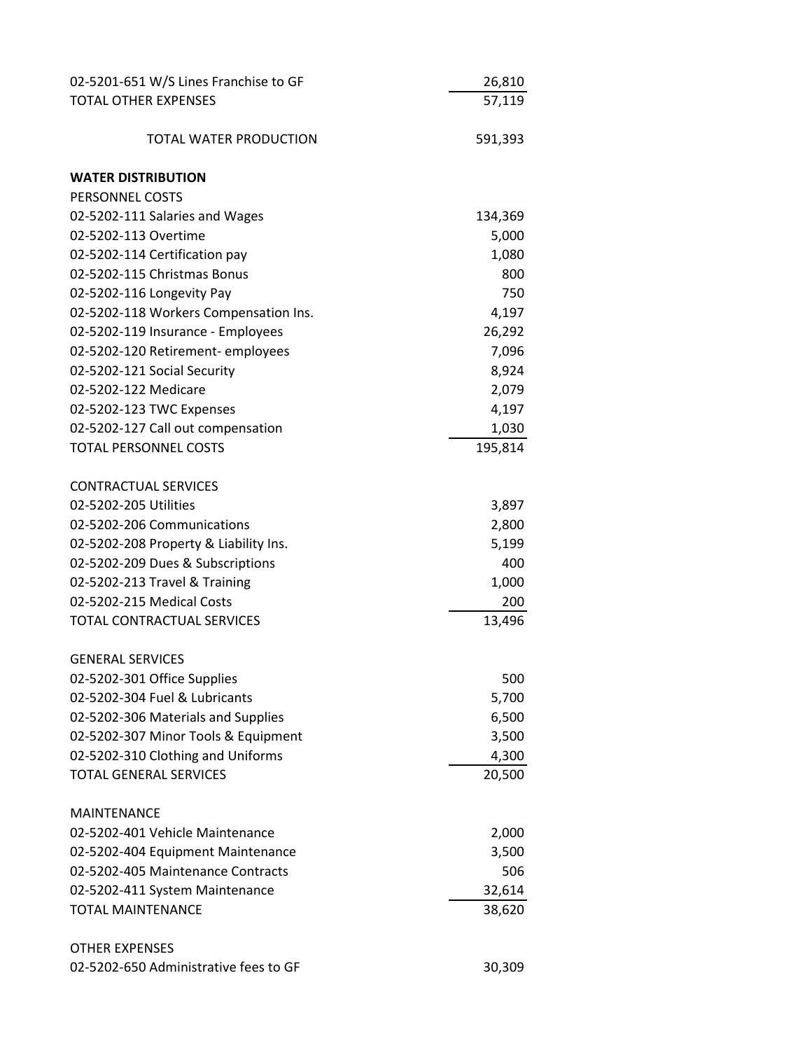| | |
|---|---|
| 02-5201-651 W/S Lines Franchise to GF | 26,810 |
| TOTAL OTHER EXPENSES | 57,119 |
| | |
| TOTAL WATER PRODUCTION | 591,393 |
| | |
| **WATER DISTRIBUTION** | |
| PERSONNEL COSTS | |
| 02-5202-111 Salaries and Wages | 134,369 |
| 02-5202-113 Overtime | 5,000 |
| 02-5202-114 Certification pay | 1,080 |
| 02-5202-115 Christmas Bonus | 800 |
| 02-5202-116 Longevity Pay | 750 |
| 02-5202-118 Workers Compensation Ins. | 4,197 |
| 02-5202-119 Insurance - Employees | 26,292 |
| 02-5202-120 Retirement- employees | 7,096 |
| 02-5202-121 Social Security | 8,924 |
| 02-5202-122 Medicare | 2,079 |
| 02-5202-123 TWC Expenses | 4,197 |
| 02-5202-127 Call out compensation | 1,030 |
| TOTAL PERSONNEL COSTS | 195,814 |
| | |
| CONTRACTUAL SERVICES | |
| 02-5202-205 Utilities | 3,897 |
| 02-5202-206 Communications | 2,800 |
| 02-5202-208 Property & Liability Ins. | 5,199 |
| 02-5202-209 Dues & Subscriptions | 400 |
| 02-5202-213 Travel & Training | 1,000 |
| 02-5202-215 Medical Costs | 200 |
| TOTAL CONTRACTUAL SERVICES | 13,496 |
| | |
| GENERAL SERVICES | |
| 02-5202-301 Office Supplies | 500 |
| 02-5202-304 Fuel & Lubricants | 5,700 |
| 02-5202-306 Materials and Supplies | 6,500 |
| 02-5202-307 Minor Tools & Equipment | 3,500 |
| 02-5202-310 Clothing and Uniforms | 4,300 |
| TOTAL GENERAL SERVICES | 20,500 |
| | |
| MAINTENANCE | |
| 02-5202-401 Vehicle Maintenance | 2,000 |
| 02-5202-404 Equipment Maintenance | 3,500 |
| 02-5202-405 Maintenance Contracts | 506 |
| 02-5202-411 System Maintenance | 32,614 |
| TOTAL MAINTENANCE | 38,620 |
| | |
| OTHER EXPENSES | |
| 02-5202-650 Administrative fees to GF | 30,309 |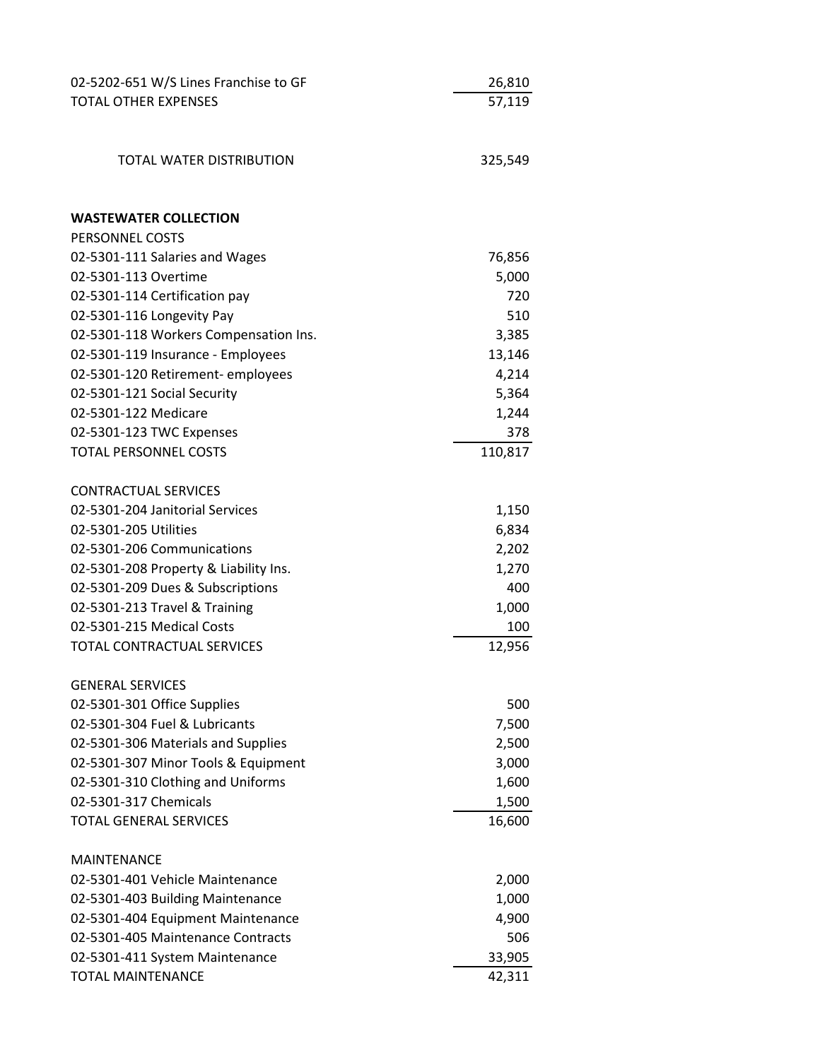| | |
|---|---|
| 02-5202-651 W/S Lines Franchise to GF | 26,810 |
| TOTAL OTHER EXPENSES | 57,119 |
| | |
| TOTAL WATER DISTRIBUTION | 325,549 |

**WASTEWATER COLLECTION**

| | |
|---|---|
| PERSONNEL COSTS | |
| 02-5301-111 Salaries and Wages | 76,856 |
| 02-5301-113 Overtime | 5,000 |
| 02-5301-114 Certification pay | 720 |
| 02-5301-116 Longevity Pay | 510 |
| 02-5301-118 Workers Compensation Ins. | 3,385 |
| 02-5301-119 Insurance - Employees | 13,146 |
| 02-5301-120 Retirement- employees | 4,214 |
| 02-5301-121 Social Security | 5,364 |
| 02-5301-122 Medicare | 1,244 |
| 02-5301-123 TWC Expenses | 378 |
| TOTAL PERSONNEL COSTS | 110,817 |
| | |
| CONTRACTUAL SERVICES | |
| 02-5301-204 Janitorial Services | 1,150 |
| 02-5301-205 Utilities | 6,834 |
| 02-5301-206 Communications | 2,202 |
| 02-5301-208 Property & Liability Ins. | 1,270 |
| 02-5301-209 Dues & Subscriptions | 400 |
| 02-5301-213 Travel & Training | 1,000 |
| 02-5301-215 Medical Costs | 100 |
| TOTAL CONTRACTUAL SERVICES | 12,956 |
| | |
| GENERAL SERVICES | |
| 02-5301-301 Office Supplies | 500 |
| 02-5301-304 Fuel & Lubricants | 7,500 |
| 02-5301-306 Materials and Supplies | 2,500 |
| 02-5301-307 Minor Tools & Equipment | 3,000 |
| 02-5301-310 Clothing and Uniforms | 1,600 |
| 02-5301-317 Chemicals | 1,500 |
| TOTAL GENERAL SERVICES | 16,600 |
| | |
| MAINTENANCE | |
| 02-5301-401 Vehicle Maintenance | 2,000 |
| 02-5301-403 Building Maintenance | 1,000 |
| 02-5301-404 Equipment Maintenance | 4,900 |
| 02-5301-405 Maintenance Contracts | 506 |
| 02-5301-411 System Maintenance | 33,905 |
| TOTAL MAINTENANCE | 42,311 |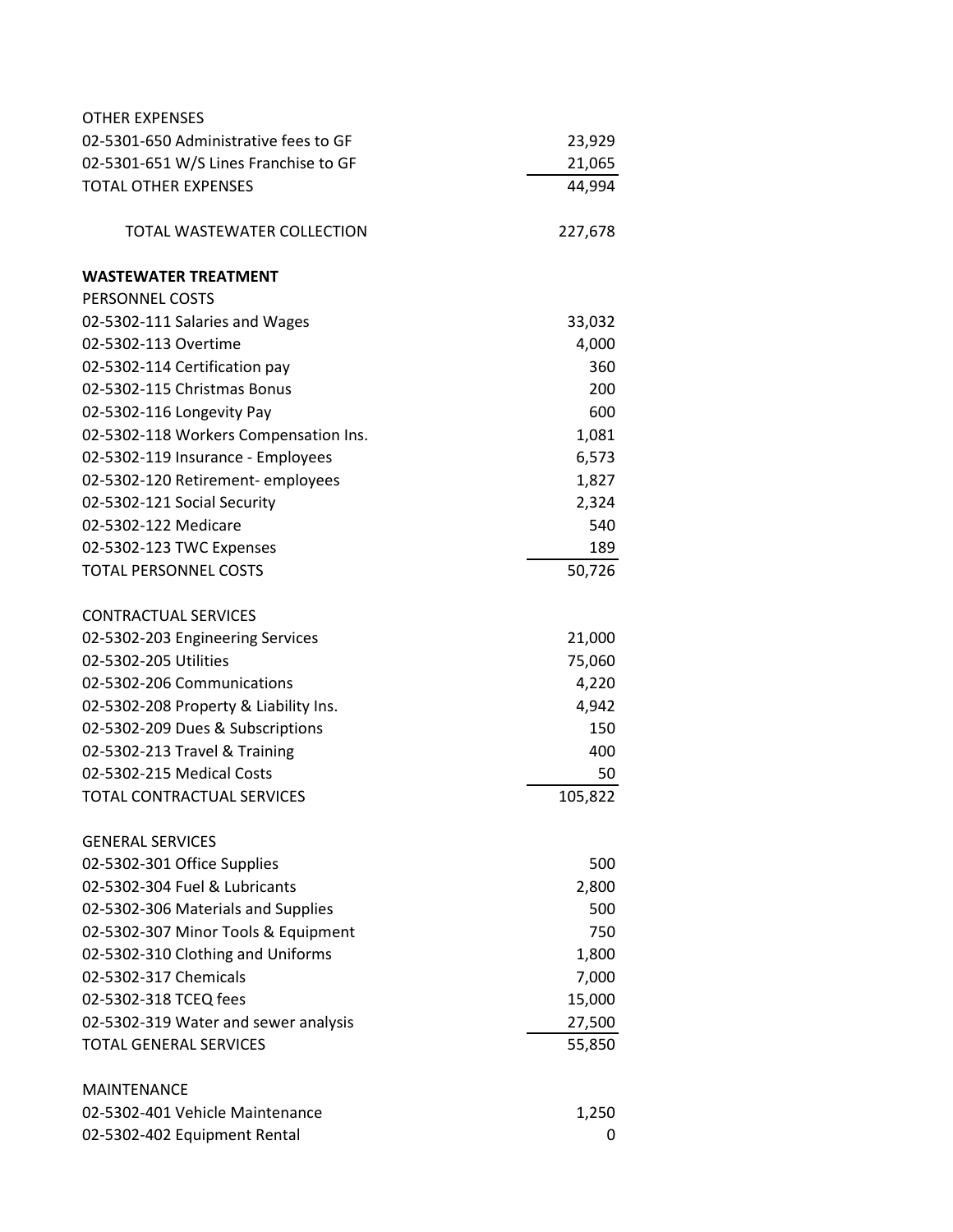| | |
|---|---|
| OTHER EXPENSES | |
| 02-5301-650 Administrative fees to GF | 23,929 |
| 02-5301-651 W/S Lines Franchise to GF | 21,065 |
| TOTAL OTHER EXPENSES | 44,994 |
| | |
| TOTAL WASTEWATER COLLECTION | 227,678 |
| | |
| **WASTEWATER TREATMENT** | |
| PERSONNEL COSTS | |
| 02-5302-111 Salaries and Wages | 33,032 |
| 02-5302-113 Overtime | 4,000 |
| 02-5302-114 Certification pay | 360 |
| 02-5302-115 Christmas Bonus | 200 |
| 02-5302-116 Longevity Pay | 600 |
| 02-5302-118 Workers Compensation Ins. | 1,081 |
| 02-5302-119 Insurance - Employees | 6,573 |
| 02-5302-120 Retirement- employees | 1,827 |
| 02-5302-121 Social Security | 2,324 |
| 02-5302-122 Medicare | 540 |
| 02-5302-123 TWC Expenses | 189 |
| TOTAL PERSONNEL COSTS | 50,726 |
| | |
| CONTRACTUAL SERVICES | |
| 02-5302-203 Engineering Services | 21,000 |
| 02-5302-205 Utilities | 75,060 |
| 02-5302-206 Communications | 4,220 |
| 02-5302-208 Property & Liability Ins. | 4,942 |
| 02-5302-209 Dues & Subscriptions | 150 |
| 02-5302-213 Travel & Training | 400 |
| 02-5302-215 Medical Costs | 50 |
| TOTAL CONTRACTUAL SERVICES | 105,822 |
| | |
| GENERAL SERVICES | |
| 02-5302-301 Office Supplies | 500 |
| 02-5302-304 Fuel & Lubricants | 2,800 |
| 02-5302-306 Materials and Supplies | 500 |
| 02-5302-307 Minor Tools & Equipment | 750 |
| 02-5302-310 Clothing and Uniforms | 1,800 |
| 02-5302-317 Chemicals | 7,000 |
| 02-5302-318 TCEQ fees | 15,000 |
| 02-5302-319 Water and sewer analysis | 27,500 |
| TOTAL GENERAL SERVICES | 55,850 |
| | |
| MAINTENANCE | |
| 02-5302-401 Vehicle Maintenance | 1,250 |
| 02-5302-402 Equipment Rental | 0 |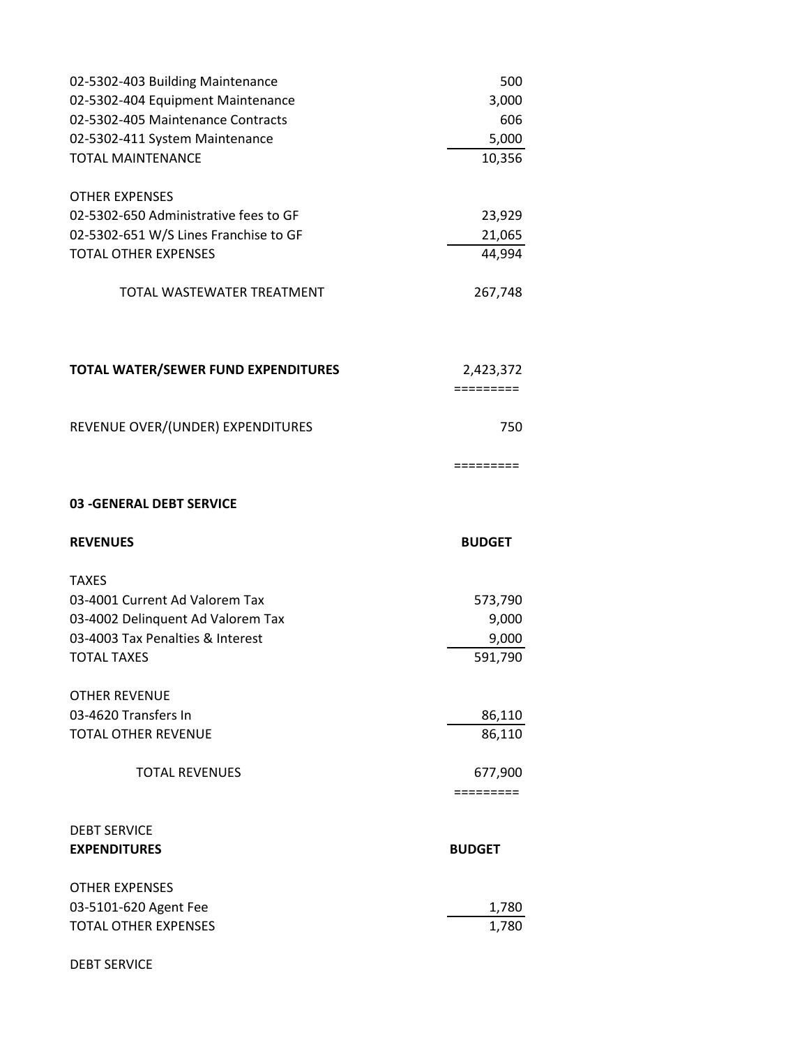| | |
|---|---:|
| 02-5302-403 Building Maintenance | 500 |
| 02-5302-404 Equipment Maintenance | 3,000 |
| 02-5302-405 Maintenance Contracts | 606 |
| 02-5302-411 System Maintenance | 5,000 |
| TOTAL MAINTENANCE | 10,356 |
| | |
| OTHER EXPENSES | |
| 02-5302-650 Administrative fees to GF | 23,929 |
| 02-5302-651 W/S Lines Franchise to GF | 21,065 |
| TOTAL OTHER EXPENSES | 44,994 |
| | |
| TOTAL WASTEWATER TREATMENT | 267,748 |
| | |
| **TOTAL WATER/SEWER FUND EXPENDITURES** | 2,423,372 |
| | ========= |
| REVENUE OVER/(UNDER) EXPENDITURES | 750 |
| | ========= |

**03 -GENERAL DEBT SERVICE**

| **REVENUES** | **BUDGET** |
|---|---:|
| TAXES | |
| 03-4001 Current Ad Valorem Tax | 573,790 |
| 03-4002 Delinquent Ad Valorem Tax | 9,000 |
| 03-4003 Tax Penalties & Interest | 9,000 |
| TOTAL TAXES | 591,790 |
| | |
| OTHER REVENUE | |
| 03-4620 Transfers In | 86,110 |
| TOTAL OTHER REVENUE | 86,110 |
| | |
| TOTAL REVENUES | 677,900 |
| | ========= |

DEBT SERVICE

| **EXPENDITURES** | **BUDGET** |
|---|---:|
| OTHER EXPENSES | |
| 03-5101-620 Agent Fee | 1,780 |
| TOTAL OTHER EXPENSES | 1,780 |

DEBT SERVICE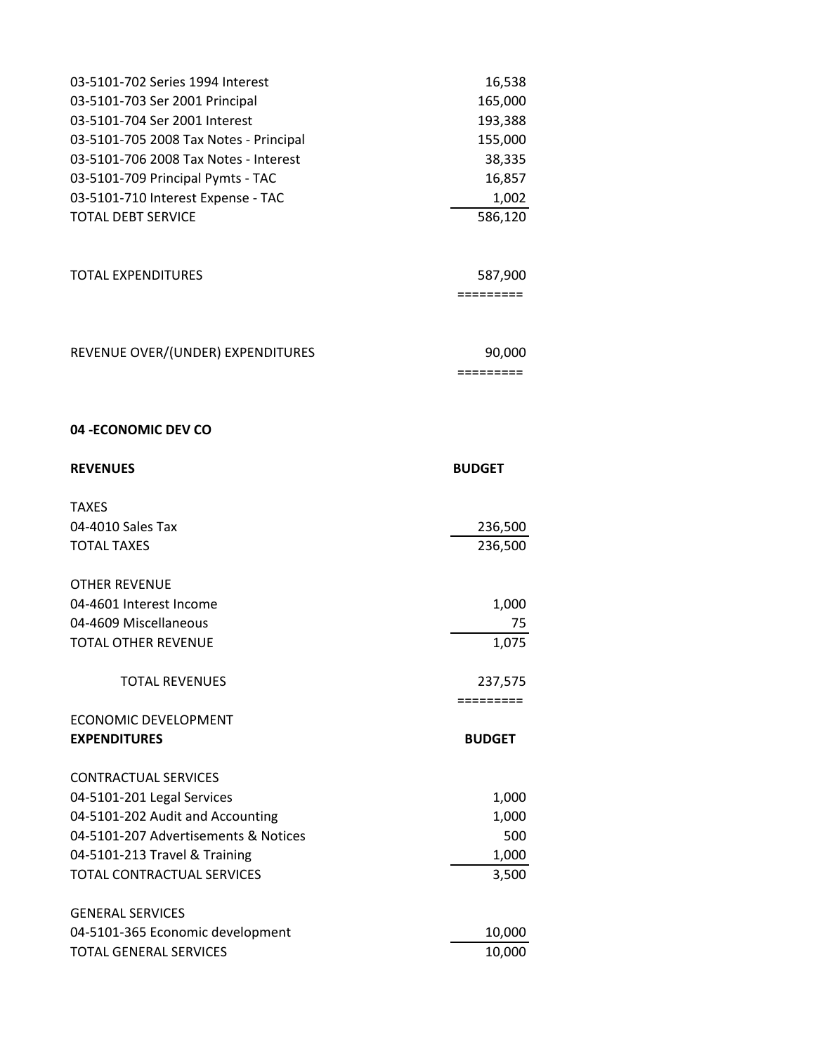| | |
|---|---:|
| 03-5101-702 Series 1994 Interest | 16,538 |
| 03-5101-703 Ser 2001 Principal | 165,000 |
| 03-5101-704 Ser 2001 Interest | 193,388 |
| 03-5101-705 2008 Tax Notes - Principal | 155,000 |
| 03-5101-706 2008 Tax Notes - Interest | 38,335 |
| 03-5101-709 Principal Pymts - TAC | 16,857 |
| 03-5101-710 Interest Expense - TAC | 1,002 |
| TOTAL DEBT SERVICE | 586,120 |
| | |
| TOTAL EXPENDITURES | 587,900 |
| | ========= |
| | |
| REVENUE OVER/(UNDER) EXPENDITURES | 90,000 |
| | ========= |

**04 -ECONOMIC DEV CO**

| **REVENUES** | **BUDGET** |
|---|---:|
| TAXES | |
| 04-4010 Sales Tax | 236,500 |
| TOTAL TAXES | 236,500 |
| | |
| OTHER REVENUE | |
| 04-4601 Interest Income | 1,000 |
| 04-4609 Miscellaneous | 75 |
| TOTAL OTHER REVENUE | 1,075 |
| | |
| TOTAL REVENUES | 237,575 |
| | ========= |

ECONOMIC DEVELOPMENT

| **EXPENDITURES** | **BUDGET** |
|---|---:|
| CONTRACTUAL SERVICES | |
| 04-5101-201 Legal Services | 1,000 |
| 04-5101-202 Audit and Accounting | 1,000 |
| 04-5101-207 Advertisements & Notices | 500 |
| 04-5101-213 Travel & Training | 1,000 |
| TOTAL CONTRACTUAL SERVICES | 3,500 |
| | |
| GENERAL SERVICES | |
| 04-5101-365 Economic development | 10,000 |
| TOTAL GENERAL SERVICES | 10,000 |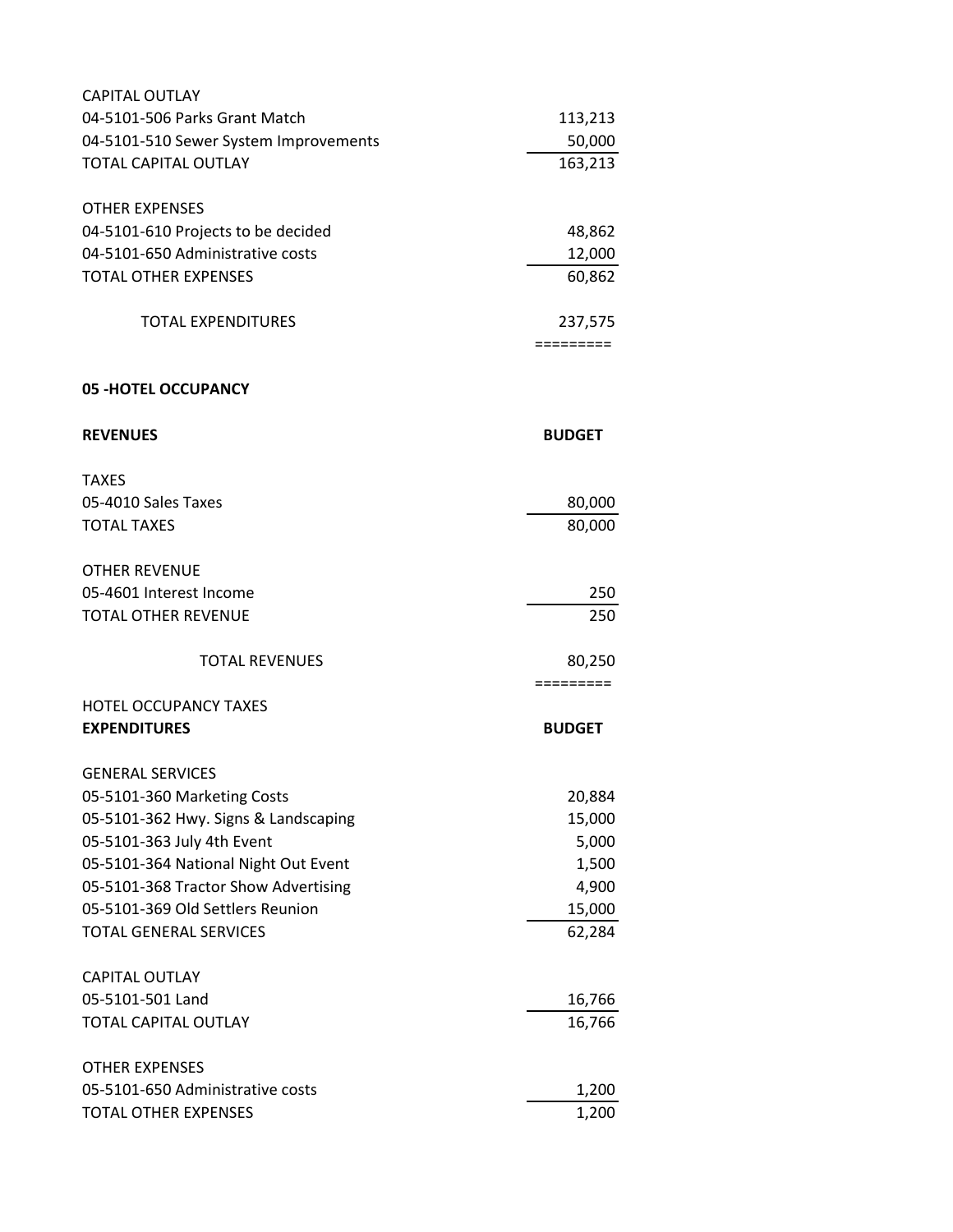| CAPITAL OUTLAY | |
|---|---|
| 04-5101-506 Parks Grant Match | 113,213 |
| 04-5101-510 Sewer System Improvements | 50,000 |
| TOTAL CAPITAL OUTLAY | 163,213 |
| | |
| OTHER EXPENSES | |
| 04-5101-610 Projects to be decided | 48,862 |
| 04-5101-650 Administrative costs | 12,000 |
| TOTAL OTHER EXPENSES | 60,862 |
| | |
| TOTAL EXPENDITURES | 237,575 |
| | ========= |

**05 -HOTEL OCCUPANCY**

| **REVENUES** | **BUDGET** |
|---|---|
| TAXES | |
| 05-4010 Sales Taxes | 80,000 |
| TOTAL TAXES | 80,000 |
| | |
| OTHER REVENUE | |
| 05-4601 Interest Income | 250 |
| TOTAL OTHER REVENUE | 250 |
| | |
| TOTAL REVENUES | 80,250 |
| | ========= |

HOTEL OCCUPANCY TAXES

| **EXPENDITURES** | **BUDGET** |
|---|---|
| GENERAL SERVICES | |
| 05-5101-360 Marketing Costs | 20,884 |
| 05-5101-362 Hwy. Signs & Landscaping | 15,000 |
| 05-5101-363 July 4th Event | 5,000 |
| 05-5101-364 National Night Out Event | 1,500 |
| 05-5101-368 Tractor Show Advertising | 4,900 |
| 05-5101-369 Old Settlers Reunion | 15,000 |
| TOTAL GENERAL SERVICES | 62,284 |
| | |
| CAPITAL OUTLAY | |
| 05-5101-501 Land | 16,766 |
| TOTAL CAPITAL OUTLAY | 16,766 |
| | |
| OTHER EXPENSES | |
| 05-5101-650 Administrative costs | 1,200 |
| TOTAL OTHER EXPENSES | 1,200 |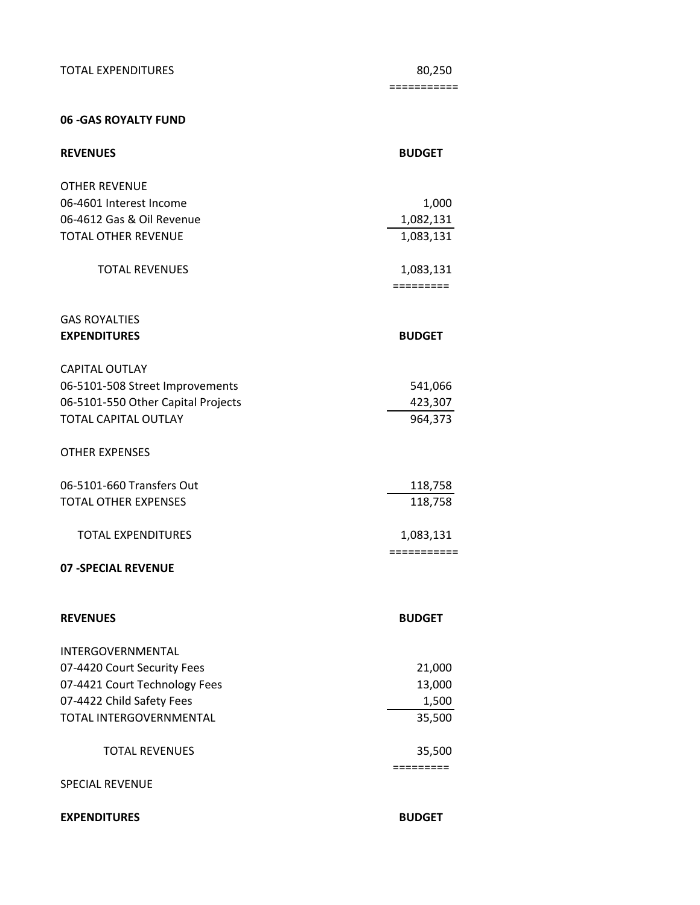| | |
|---|---|
| TOTAL EXPENDITURES | 80,250 |
| | =========== |

**06 -GAS ROYALTY FUND**

| **REVENUES** | **BUDGET** |
|---|---|
| OTHER REVENUE | |
| 06-4601 Interest Income | 1,000 |
| 06-4612 Gas & Oil Revenue | 1,082,131 |
| TOTAL OTHER REVENUE | 1,083,131 |
| | |
| TOTAL REVENUES | 1,083,131 |
| | ========= |

GAS ROYALTIES

| **EXPENDITURES** | **BUDGET** |
|---|---|
| CAPITAL OUTLAY | |
| 06-5101-508 Street Improvements | 541,066 |
| 06-5101-550 Other Capital Projects | 423,307 |
| TOTAL CAPITAL OUTLAY | 964,373 |
| | |
| OTHER EXPENSES | |
| | |
| 06-5101-660 Transfers Out | 118,758 |
| TOTAL OTHER EXPENSES | 118,758 |
| | |
| TOTAL EXPENDITURES | 1,083,131 |
| | =========== |

**07 -SPECIAL REVENUE**

| **REVENUES** | **BUDGET** |
|---|---|
| INTERGOVERNMENTAL | |
| 07-4420 Court Security Fees | 21,000 |
| 07-4421 Court Technology Fees | 13,000 |
| 07-4422 Child Safety Fees | 1,500 |
| TOTAL INTERGOVERNMENTAL | 35,500 |
| | |
| TOTAL REVENUES | 35,500 |
| | ========= |

SPECIAL REVENUE

| **EXPENDITURES** | **BUDGET** |
|---|---|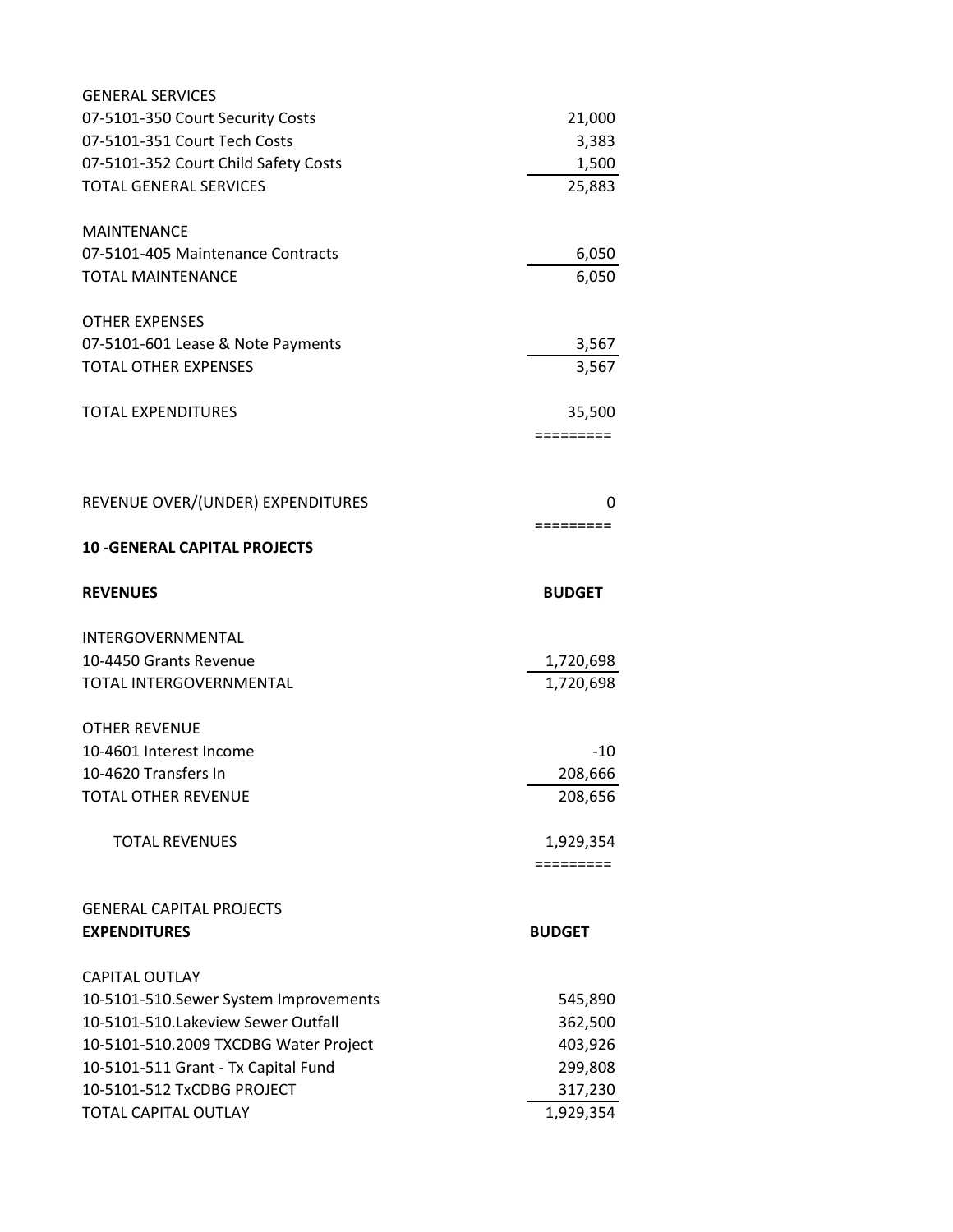| GENERAL SERVICES | |
|---|---|
| 07-5101-350 Court Security Costs | 21,000 |
| 07-5101-351 Court Tech Costs | 3,383 |
| 07-5101-352 Court Child Safety Costs | 1,500 |
| TOTAL GENERAL SERVICES | 25,883 |
| | |
| MAINTENANCE | |
| 07-5101-405 Maintenance Contracts | 6,050 |
| TOTAL MAINTENANCE | 6,050 |
| | |
| OTHER EXPENSES | |
| 07-5101-601 Lease & Note Payments | 3,567 |
| TOTAL OTHER EXPENSES | 3,567 |
| | |
| TOTAL EXPENDITURES | 35,500 |
| | ========= |
| | |
| REVENUE OVER/(UNDER) EXPENDITURES | 0 |
| | ========= |

**10 -GENERAL CAPITAL PROJECTS**

| **REVENUES** | **BUDGET** |
|---|---|
| INTERGOVERNMENTAL | |
| 10-4450 Grants Revenue | 1,720,698 |
| TOTAL INTERGOVERNMENTAL | 1,720,698 |
| | |
| OTHER REVENUE | |
| 10-4601 Interest Income | -10 |
| 10-4620 Transfers In | 208,666 |
| TOTAL OTHER REVENUE | 208,656 |
| | |
| TOTAL REVENUES | 1,929,354 |
| | ========= |

GENERAL CAPITAL PROJECTS

| **EXPENDITURES** | **BUDGET** |
|---|---|
| CAPITAL OUTLAY | |
| 10-5101-510.Sewer System Improvements | 545,890 |
| 10-5101-510.Lakeview Sewer Outfall | 362,500 |
| 10-5101-510.2009 TXCDBG Water Project | 403,926 |
| 10-5101-511 Grant - Tx Capital Fund | 299,808 |
| 10-5101-512 TxCDBG PROJECT | 317,230 |
| TOTAL CAPITAL OUTLAY | 1,929,354 |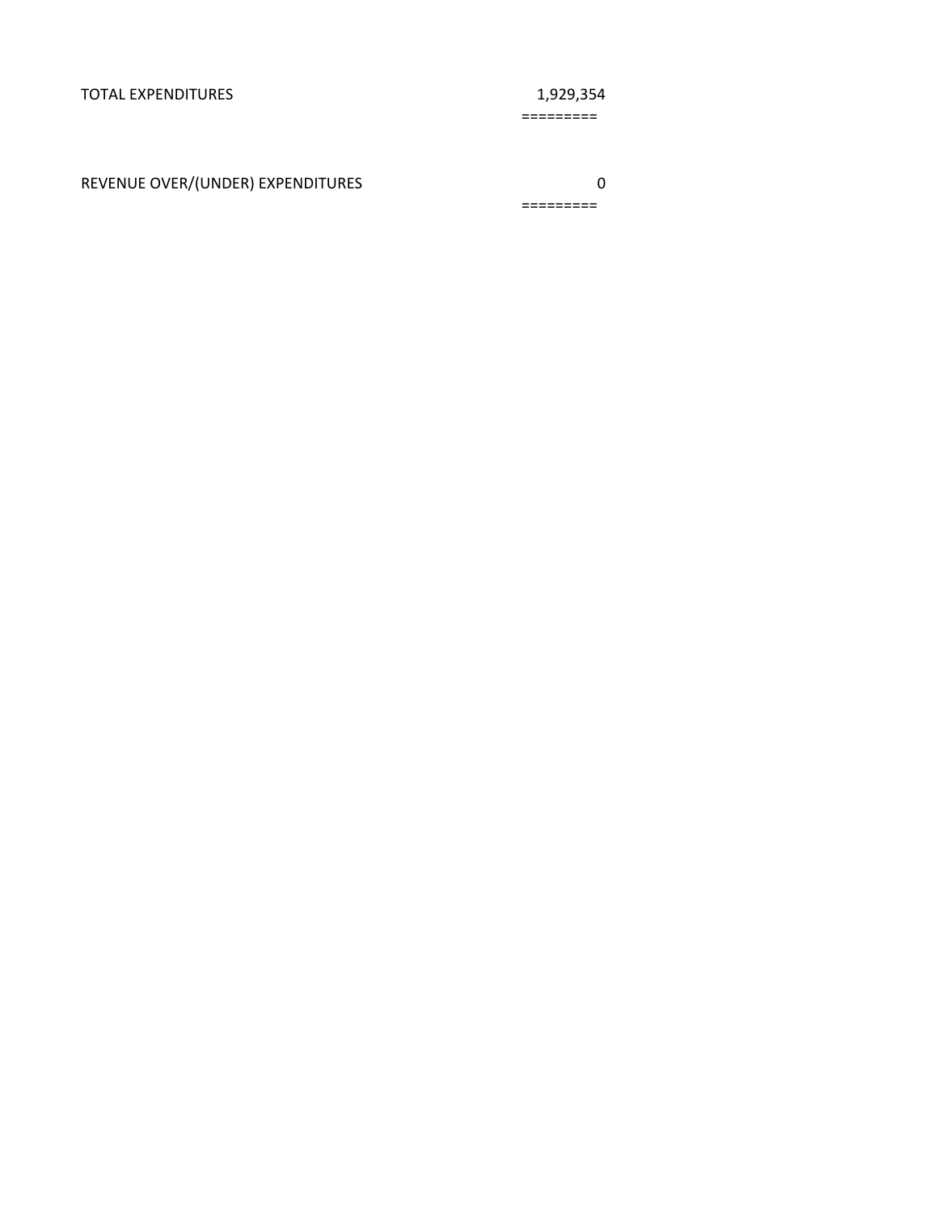| | |
|---|---|
| TOTAL EXPENDITURES | 1,929,354 |
| | ========= |
| REVENUE OVER/(UNDER) EXPENDITURES | 0 |
| | ========= |